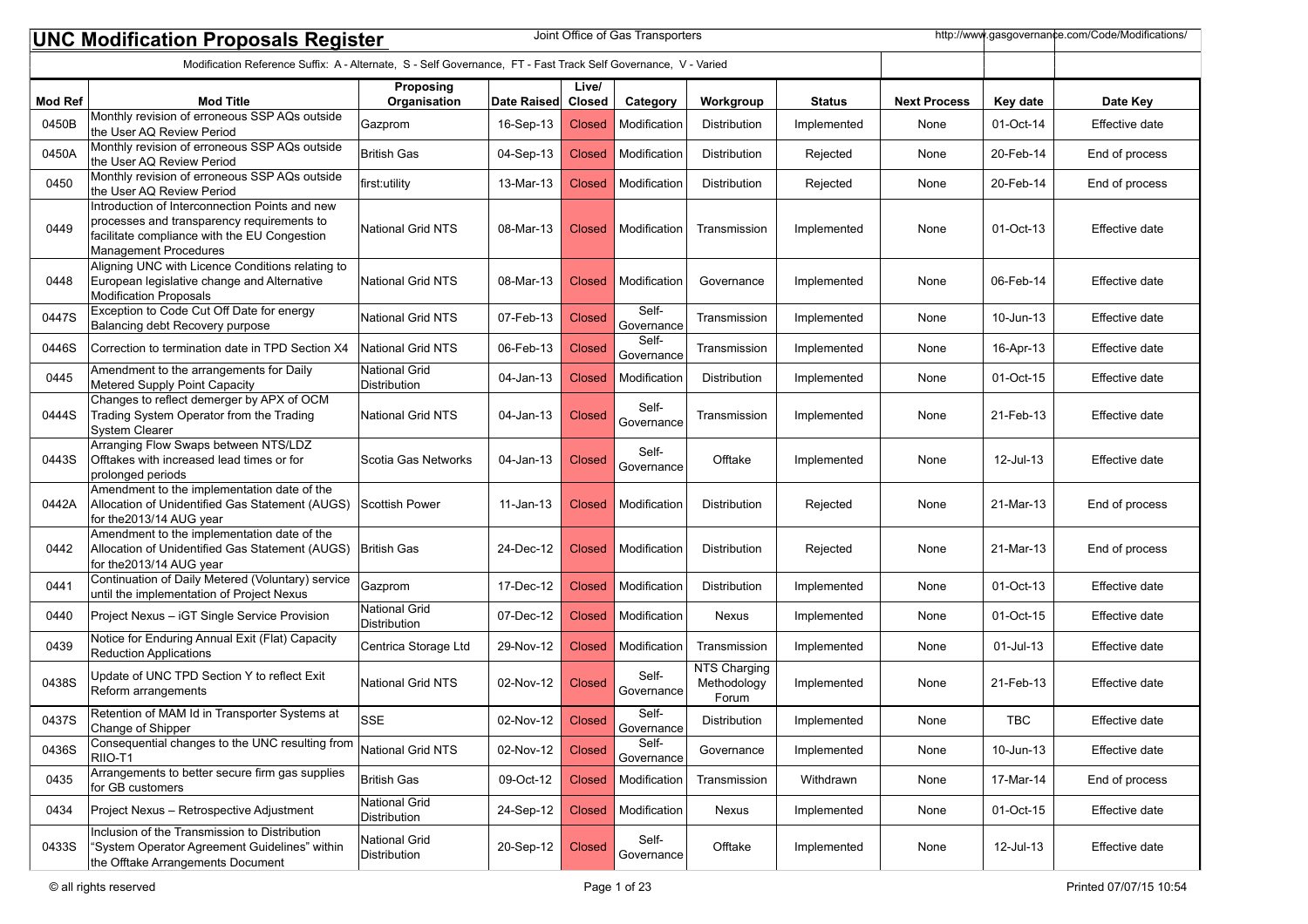# UNC Modification Proposals Register

Joint Office of Gas Transporters

http://www.gasgovernance.com/Code/Modifications/

Modification Reference Suffix: A - Alternate, S - Self Governance, FT - Fast Track Self Governance, V - Varied

| Mod Ref | Mod Title | Proposing Organisation | Date Raised | Live/ Closed | Category | Workgroup | Status | Next Process | Key date | Date Key |
|---|---|---|---|---|---|---|---|---|---|---|
| 0450B | Monthly revision of erroneous SSP AQs outside the User AQ Review Period | Gazprom | 16-Sep-13 | Closed | Modification | Distribution | Implemented | None | 01-Oct-14 | Effective date |
| 0450A | Monthly revision of erroneous SSP AQs outside the User AQ Review Period | British Gas | 04-Sep-13 | Closed | Modification | Distribution | Rejected | None | 20-Feb-14 | End of process |
| 0450 | Monthly revision of erroneous SSP AQs outside the User AQ Review Period | first:utility | 13-Mar-13 | Closed | Modification | Distribution | Rejected | None | 20-Feb-14 | End of process |
| 0449 | Introduction of Interconnection Points and new processes and transparency requirements to facilitate compliance with the EU Congestion Management Procedures | National Grid NTS | 08-Mar-13 | Closed | Modification | Transmission | Implemented | None | 01-Oct-13 | Effective date |
| 0448 | Aligning UNC with Licence Conditions relating to European legislative change and Alternative Modification Proposals | National Grid NTS | 08-Mar-13 | Closed | Modification | Governance | Implemented | None | 06-Feb-14 | Effective date |
| 0447S | Exception to Code Cut Off Date for energy Balancing debt Recovery purpose | National Grid NTS | 07-Feb-13 | Closed | Self-Governance | Transmission | Implemented | None | 10-Jun-13 | Effective date |
| 0446S | Correction to termination date in TPD Section X4 | National Grid NTS | 06-Feb-13 | Closed | Self-Governance | Transmission | Implemented | None | 16-Apr-13 | Effective date |
| 0445 | Amendment to the arrangements for Daily Metered Supply Point Capacity | National Grid Distribution | 04-Jan-13 | Closed | Modification | Distribution | Implemented | None | 01-Oct-15 | Effective date |
| 0444S | Changes to reflect demerger by APX of OCM Trading System Operator from the Trading System Clearer | National Grid NTS | 04-Jan-13 | Closed | Self-Governance | Transmission | Implemented | None | 21-Feb-13 | Effective date |
| 0443S | Arranging Flow Swaps between NTS/LDZ Offtakes with increased lead times or for prolonged periods | Scotia Gas Networks | 04-Jan-13 | Closed | Self-Governance | Offtake | Implemented | None | 12-Jul-13 | Effective date |
| 0442A | Amendment to the implementation date of the Allocation of Unidentified Gas Statement (AUGS) for the2013/14 AUG year | Scottish Power | 11-Jan-13 | Closed | Modification | Distribution | Rejected | None | 21-Mar-13 | End of process |
| 0442 | Amendment to the implementation date of the Allocation of Unidentified Gas Statement (AUGS) for the2013/14 AUG year | British Gas | 24-Dec-12 | Closed | Modification | Distribution | Rejected | None | 21-Mar-13 | End of process |
| 0441 | Continuation of Daily Metered (Voluntary) service until the implementation of Project Nexus | Gazprom | 17-Dec-12 | Closed | Modification | Distribution | Implemented | None | 01-Oct-13 | Effective date |
| 0440 | Project Nexus – iGT Single Service Provision | National Grid Distribution | 07-Dec-12 | Closed | Modification | Nexus | Implemented | None | 01-Oct-15 | Effective date |
| 0439 | Notice for Enduring Annual Exit (Flat) Capacity Reduction Applications | Centrica Storage Ltd | 29-Nov-12 | Closed | Modification | Transmission | Implemented | None | 01-Jul-13 | Effective date |
| 0438S | Update of UNC TPD Section Y to reflect Exit Reform arrangements | National Grid NTS | 02-Nov-12 | Closed | Self-Governance | NTS Charging Methodology Forum | Implemented | None | 21-Feb-13 | Effective date |
| 0437S | Retention of MAM Id in Transporter Systems at Change of Shipper | SSE | 02-Nov-12 | Closed | Self-Governance | Distribution | Implemented | None | TBC | Effective date |
| 0436S | Consequential changes to the UNC resulting from RIIO-T1 | National Grid NTS | 02-Nov-12 | Closed | Self-Governance | Governance | Implemented | None | 10-Jun-13 | Effective date |
| 0435 | Arrangements to better secure firm gas supplies for GB customers | British Gas | 09-Oct-12 | Closed | Modification | Transmission | Withdrawn | None | 17-Mar-14 | End of process |
| 0434 | Project Nexus – Retrospective Adjustment | National Grid Distribution | 24-Sep-12 | Closed | Modification | Nexus | Implemented | None | 01-Oct-15 | Effective date |
| 0433S | Inclusion of the Transmission to Distribution "System Operator Agreement Guidelines" within the Offtake Arrangements Document | National Grid Distribution | 20-Sep-12 | Closed | Self-Governance | Offtake | Implemented | None | 12-Jul-13 | Effective date |

© all rights reserved

Printed 07/07/15 10:54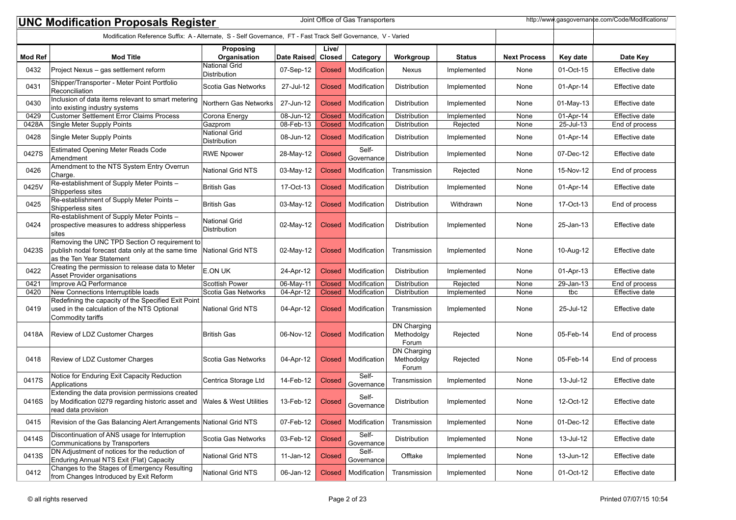# UNC Modification Proposals Register

Joint Office of Gas Transporters

http://www.gasgovernance.com/Code/Modifications/

Modification Reference Suffix: A - Alternate, S - Self Governance, FT - Fast Track Self Governance, V - Varied

| Mod Ref | Mod Title | Proposing Organisation | Date Raised | Live/ Closed | Category | Workgroup | Status | Next Process | Key date | Date Key |
|---|---|---|---|---|---|---|---|---|---|---|
| 0432 | Project Nexus – gas settlement reform | National Grid Distribution | 07-Sep-12 | Closed | Modification | Nexus | Implemented | None | 01-Oct-15 | Effective date |
| 0431 | Shipper/Transporter - Meter Point Portfolio Reconciliation | Scotia Gas Networks | 27-Jul-12 | Closed | Modification | Distribution | Implemented | None | 01-Apr-14 | Effective date |
| 0430 | Inclusion of data items relevant to smart metering into existing industry systems | Northern Gas Networks | 27-Jun-12 | Closed | Modification | Distribution | Implemented | None | 01-May-13 | Effective date |
| 0429 | Customer Settlement Error Claims Process | Corona Energy | 08-Jun-12 | Closed | Modification | Distribution | Implemented | None | 01-Apr-14 | Effective date |
| 0428A | Single Meter Supply Points | Gazprom | 08-Feb-13 | Closed | Modification | Distribution | Rejected | None | 25-Jul-13 | End of process |
| 0428 | Single Meter Supply Points | National Grid Distribution | 08-Jun-12 | Closed | Modification | Distribution | Implemented | None | 01-Apr-14 | Effective date |
| 0427S | Estimated Opening Meter Reads Code Amendment | RWE Npower | 28-May-12 | Closed | Self-Governance | Distribution | Implemented | None | 07-Dec-12 | Effective date |
| 0426 | Amendment to the NTS System Entry Overrun Charge. | National Grid NTS | 03-May-12 | Closed | Modification | Transmission | Rejected | None | 15-Nov-12 | End of process |
| 0425V | Re-establishment of Supply Meter Points – Shipperless sites | British Gas | 17-Oct-13 | Closed | Modification | Distribution | Implemented | None | 01-Apr-14 | Effective date |
| 0425 | Re-establishment of Supply Meter Points – Shipperless sites | British Gas | 03-May-12 | Closed | Modification | Distribution | Withdrawn | None | 17-Oct-13 | End of process |
| 0424 | Re-establishment of Supply Meter Points – prospective measures to address shipperless sites | National Grid Distribution | 02-May-12 | Closed | Modification | Distribution | Implemented | None | 25-Jan-13 | Effective date |
| 0423S | Removing the UNC TPD Section O requirement to publish nodal forecast data only at the same time as the Ten Year Statement | National Grid NTS | 02-May-12 | Closed | Modification | Transmission | Implemented | None | 10-Aug-12 | Effective date |
| 0422 | Creating the permission to release data to Meter Asset Provider organisations | E.ON UK | 24-Apr-12 | Closed | Modification | Distribution | Implemented | None | 01-Apr-13 | Effective date |
| 0421 | Improve AQ Performance | Scottish Power | 06-May-11 | Closed | Modification | Distribution | Rejected | None | 29-Jan-13 | End of process |
| 0420 | New Connections Interruptible loads | Scotia Gas Networks | 04-Apr-12 | Closed | Modification | Distribution | Implemented | None | tbc | Effective date |
| 0419 | Redefining the capacity of the Specified Exit Point used in the calculation of the NTS Optional Commodity tariffs | National Grid NTS | 04-Apr-12 | Closed | Modification | Transmission | Implemented | None | 25-Jul-12 | Effective date |
| 0418A | Review of LDZ Customer Charges | British Gas | 06-Nov-12 | Closed | Modification | DN Charging Methodolgy Forum | Rejected | None | 05-Feb-14 | End of process |
| 0418 | Review of LDZ Customer Charges | Scotia Gas Networks | 04-Apr-12 | Closed | Modification | DN Charging Methodolgy Forum | Rejected | None | 05-Feb-14 | End of process |
| 0417S | Notice for Enduring Exit Capacity Reduction Applications | Centrica Storage Ltd | 14-Feb-12 | Closed | Self-Governance | Transmission | Implemented | None | 13-Jul-12 | Effective date |
| 0416S | Extending the data provision permissions created by Modification 0279 regarding historic asset and read data provision | Wales & West Utilities | 13-Feb-12 | Closed | Self-Governance | Distribution | Implemented | None | 12-Oct-12 | Effective date |
| 0415 | Revision of the Gas Balancing Alert Arrangements | National Grid NTS | 07-Feb-12 | Closed | Modification | Transmission | Implemented | None | 01-Dec-12 | Effective date |
| 0414S | Discontinuation of ANS usage for Interruption Communications by Transporters | Scotia Gas Networks | 03-Feb-12 | Closed | Self-Governance | Distribution | Implemented | None | 13-Jul-12 | Effective date |
| 0413S | DN Adjustment of notices for the reduction of Enduring Annual NTS Exit (Flat) Capacity | National Grid NTS | 11-Jan-12 | Closed | Self-Governance | Offtake | Implemented | None | 13-Jun-12 | Effective date |
| 0412 | Changes to the Stages of Emergency Resulting from Changes Introduced by Exit Reform | National Grid NTS | 06-Jan-12 | Closed | Modification | Transmission | Implemented | None | 01-Oct-12 | Effective date |

© all rights reserved

Printed 07/07/15 10:54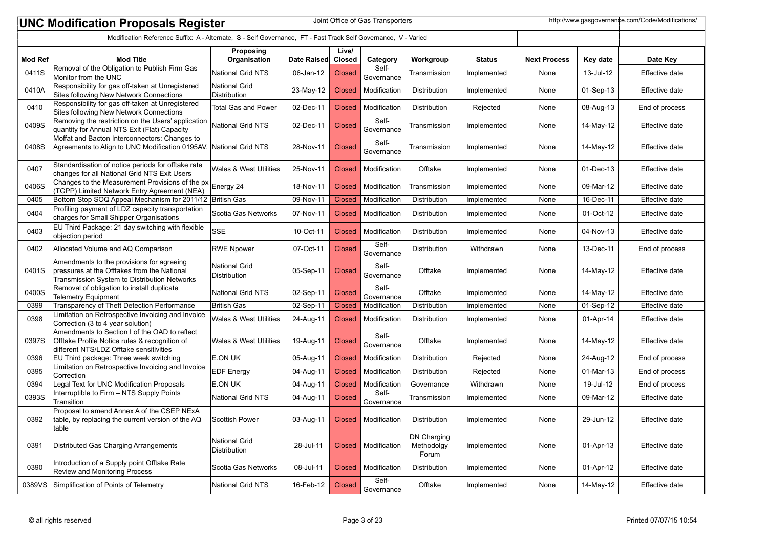# UNC Modification Proposals Register

Joint Office of Gas Transporters

http://www.gasgovernance.com/Code/Modifications/

Modification Reference Suffix: A - Alternate, S - Self Governance, FT - Fast Track Self Governance, V - Varied

| Mod Ref | Mod Title | Proposing Organisation | Date Raised | Live/ Closed | Category | Workgroup | Status | Next Process | Key date | Date Key |
|---|---|---|---|---|---|---|---|---|---|---|
| 0411S | Removal of the Obligation to Publish Firm Gas Monitor from the UNC | National Grid NTS | 06-Jan-12 | Closed | Self-Governance | Transmission | Implemented | None | 13-Jul-12 | Effective date |
| 0410A | Responsibility for gas off-taken at Unregistered Sites following New Network Connections | National Grid Distribution | 23-May-12 | Closed | Modification | Distribution | Implemented | None | 01-Sep-13 | Effective date |
| 0410 | Responsibility for gas off-taken at Unregistered Sites following New Network Connections | Total Gas and Power | 02-Dec-11 | Closed | Modification | Distribution | Rejected | None | 08-Aug-13 | End of process |
| 0409S | Removing the restriction on the Users' application quantity for Annual NTS Exit (Flat) Capacity | National Grid NTS | 02-Dec-11 | Closed | Self-Governance | Transmission | Implemented | None | 14-May-12 | Effective date |
| 0408S | Moffat and Bacton Interconnectors: Changes to Agreements to Align to UNC Modification 0195AV. | National Grid NTS | 28-Nov-11 | Closed | Self-Governance | Transmission | Implemented | None | 14-May-12 | Effective date |
| 0407 | Standardisation of notice periods for offtake rate changes for all National Grid NTS Exit Users | Wales & West Utilities | 25-Nov-11 | Closed | Modification | Offtake | Implemented | None | 01-Dec-13 | Effective date |
| 0406S | Changes to the Measurement Provisions of the px (TGPP) Limited Network Entry Agreement (NEA) | Energy 24 | 18-Nov-11 | Closed | Modification | Transmission | Implemented | None | 09-Mar-12 | Effective date |
| 0405 | Bottom Stop SOQ Appeal Mechanism for 2011/12 | British Gas | 09-Nov-11 | Closed | Modification | Distribution | Implemented | None | 16-Dec-11 | Effective date |
| 0404 | Profiling payment of LDZ capacity transportation charges for Small Shipper Organisations | Scotia Gas Networks | 07-Nov-11 | Closed | Modification | Distribution | Implemented | None | 01-Oct-12 | Effective date |
| 0403 | EU Third Package: 21 day switching with flexible objection period | SSE | 10-Oct-11 | Closed | Modification | Distribution | Implemented | None | 04-Nov-13 | Effective date |
| 0402 | Allocated Volume and AQ Comparison | RWE Npower | 07-Oct-11 | Closed | Self-Governance | Distribution | Withdrawn | None | 13-Dec-11 | End of process |
| 0401S | Amendments to the provisions for agreeing pressures at the Offtakes from the National Transmission System to Distribution Networks | National Grid Distribution | 05-Sep-11 | Closed | Self-Governance | Offtake | Implemented | None | 14-May-12 | Effective date |
| 0400S | Removal of obligation to install duplicate Telemetry Equipment | National Grid NTS | 02-Sep-11 | Closed | Self-Governance | Offtake | Implemented | None | 14-May-12 | Effective date |
| 0399 | Transparency of Theft Detection Performance | British Gas | 02-Sep-11 | Closed | Modification | Distribution | Implemented | None | 01-Sep-12 | Effective date |
| 0398 | Limitation on Retrospective Invoicing and Invoice Correction (3 to 4 year solution) | Wales & West Utilities | 24-Aug-11 | Closed | Modification | Distribution | Implemented | None | 01-Apr-14 | Effective date |
| 0397S | Amendments to Section I of the OAD to reflect Offtake Profile Notice rules & recognition of different NTS/LDZ Offtake sensitivities | Wales & West Utilities | 19-Aug-11 | Closed | Self-Governance | Offtake | Implemented | None | 14-May-12 | Effective date |
| 0396 | EU Third package: Three week switching | E.ON UK | 05-Aug-11 | Closed | Modification | Distribution | Rejected | None | 24-Aug-12 | End of process |
| 0395 | Limitation on Retrospective Invoicing and Invoice Correction | EDF Energy | 04-Aug-11 | Closed | Modification | Distribution | Rejected | None | 01-Mar-13 | End of process |
| 0394 | Legal Text for UNC Modification Proposals | E.ON UK | 04-Aug-11 | Closed | Modification | Governance | Withdrawn | None | 19-Jul-12 | End of process |
| 0393S | Interruptible to Firm – NTS Supply Points Transition | National Grid NTS | 04-Aug-11 | Closed | Self-Governance | Transmission | Implemented | None | 09-Mar-12 | Effective date |
| 0392 | Proposal to amend Annex A of the CSEP NExA table, by replacing the current version of the AQ table | Scottish Power | 03-Aug-11 | Closed | Modification | Distribution | Implemented | None | 29-Jun-12 | Effective date |
| 0391 | Distributed Gas Charging Arrangements | National Grid Distribution | 28-Jul-11 | Closed | Modification | DN Charging Methodolgy Forum | Implemented | None | 01-Apr-13 | Effective date |
| 0390 | Introduction of a Supply point Offtake Rate Review and Monitoring Process | Scotia Gas Networks | 08-Jul-11 | Closed | Modification | Distribution | Implemented | None | 01-Apr-12 | Effective date |
| 0389VS | Simplification of Points of Telemetry | National Grid NTS | 16-Feb-12 | Closed | Self-Governance | Offtake | Implemented | None | 14-May-12 | Effective date |

© all rights reserved

Printed 07/07/15 10:54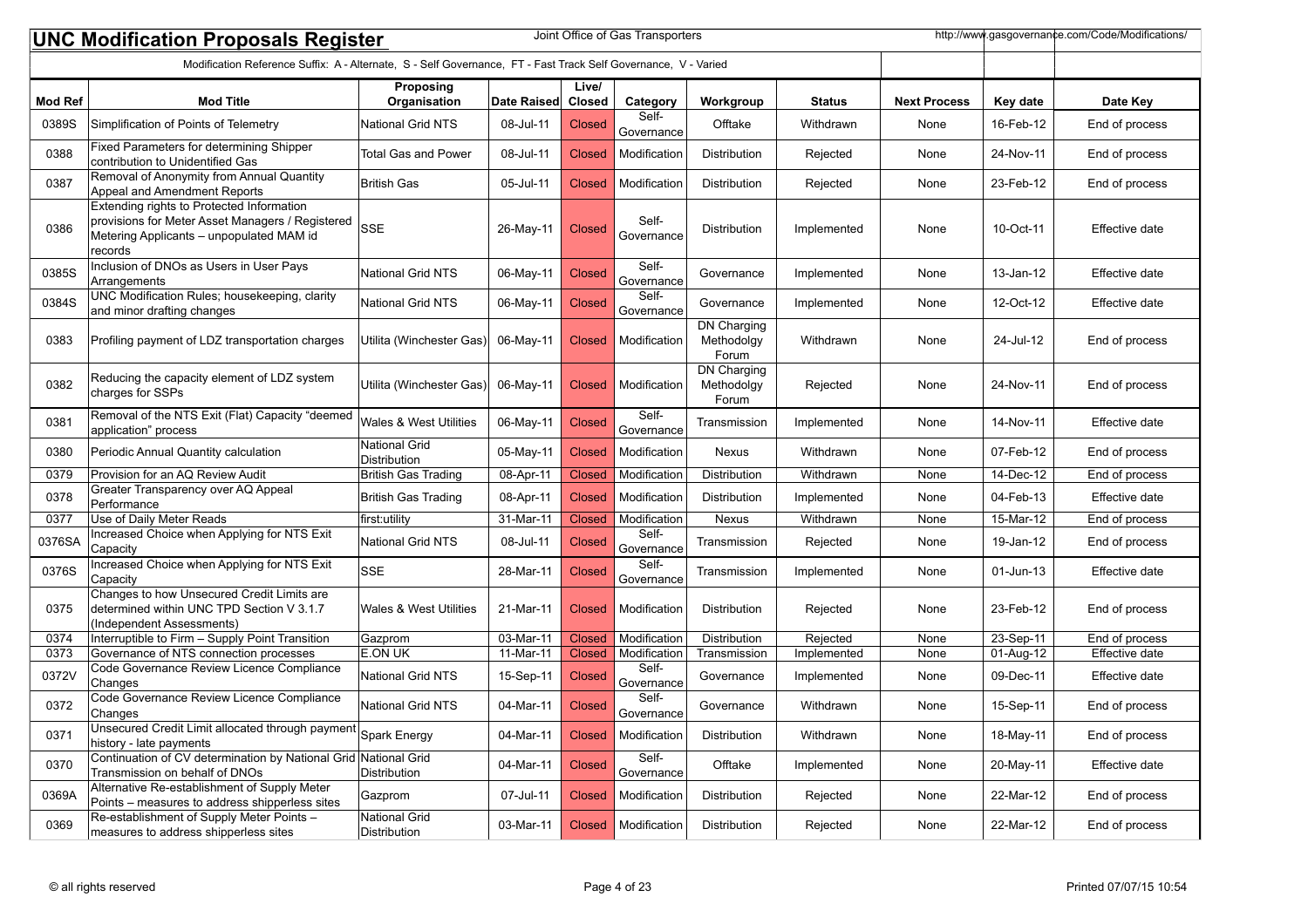# UNC Modification Proposals Register

Joint Office of Gas Transporters

http://www.gasgovernance.com/Code/Modifications/

Modification Reference Suffix: A - Alternate, S - Self Governance, FT - Fast Track Self Governance, V - Varied

| Mod Ref | Mod Title | Proposing Organisation | Date Raised | Live/ Closed | Category | Workgroup | Status | Next Process | Key date | Date Key |
|---|---|---|---|---|---|---|---|---|---|---|
| 0389S | Simplification of Points of Telemetry | National Grid NTS | 08-Jul-11 | Closed | Self-Governance | Offtake | Withdrawn | None | 16-Feb-12 | End of process |
| 0388 | Fixed Parameters for determining Shipper contribution to Unidentified Gas | Total Gas and Power | 08-Jul-11 | Closed | Modification | Distribution | Rejected | None | 24-Nov-11 | End of process |
| 0387 | Removal of Anonymity from Annual Quantity Appeal and Amendment Reports | British Gas | 05-Jul-11 | Closed | Modification | Distribution | Rejected | None | 23-Feb-12 | End of process |
| 0386 | Extending rights to Protected Information provisions for Meter Asset Managers / Registered Metering Applicants – unpopulated MAM id records | SSE | 26-May-11 | Closed | Self-Governance | Distribution | Implemented | None | 10-Oct-11 | Effective date |
| 0385S | Inclusion of DNOs as Users in User Pays Arrangements | National Grid NTS | 06-May-11 | Closed | Self-Governance | Governance | Implemented | None | 13-Jan-12 | Effective date |
| 0384S | UNC Modification Rules; housekeeping, clarity and minor drafting changes | National Grid NTS | 06-May-11 | Closed | Self-Governance | Governance | Implemented | None | 12-Oct-12 | Effective date |
| 0383 | Profiling payment of LDZ transportation charges | Utilita (Winchester Gas) | 06-May-11 | Closed | Modification | DN Charging Methodolgy Forum | Withdrawn | None | 24-Jul-12 | End of process |
| 0382 | Reducing the capacity element of LDZ system charges for SSPs | Utilita (Winchester Gas) | 06-May-11 | Closed | Modification | DN Charging Methodolgy Forum | Rejected | None | 24-Nov-11 | End of process |
| 0381 | Removal of the NTS Exit (Flat) Capacity "deemed application" process | Wales & West Utilities | 06-May-11 | Closed | Self-Governance | Transmission | Implemented | None | 14-Nov-11 | Effective date |
| 0380 | Periodic Annual Quantity calculation | National Grid Distribution | 05-May-11 | Closed | Modification | Nexus | Withdrawn | None | 07-Feb-12 | End of process |
| 0379 | Provision for an AQ Review Audit | British Gas Trading | 08-Apr-11 | Closed | Modification | Distribution | Withdrawn | None | 14-Dec-12 | End of process |
| 0378 | Greater Transparency over AQ Appeal Performance | British Gas Trading | 08-Apr-11 | Closed | Modification | Distribution | Implemented | None | 04-Feb-13 | Effective date |
| 0377 | Use of Daily Meter Reads | first:utility | 31-Mar-11 | Closed | Modification | Nexus | Withdrawn | None | 15-Mar-12 | End of process |
| 0376SA | Increased Choice when Applying for NTS Exit Capacity | National Grid NTS | 08-Jul-11 | Closed | Self-Governance | Transmission | Rejected | None | 19-Jan-12 | End of process |
| 0376S | Increased Choice when Applying for NTS Exit Capacity | SSE | 28-Mar-11 | Closed | Self-Governance | Transmission | Implemented | None | 01-Jun-13 | Effective date |
| 0375 | Changes to how Unsecured Credit Limits are determined within UNC TPD Section V 3.1.7 (Independent Assessments) | Wales & West Utilities | 21-Mar-11 | Closed | Modification | Distribution | Rejected | None | 23-Feb-12 | End of process |
| 0374 | Interruptible to Firm – Supply Point Transition | Gazprom | 03-Mar-11 | Closed | Modification | Distribution | Rejected | None | 23-Sep-11 | End of process |
| 0373 | Governance of NTS connection processes | E.ON UK | 11-Mar-11 | Closed | Modification | Transmission | Implemented | None | 01-Aug-12 | Effective date |
| 0372V | Code Governance Review Licence Compliance Changes | National Grid NTS | 15-Sep-11 | Closed | Self-Governance | Governance | Implemented | None | 09-Dec-11 | Effective date |
| 0372 | Code Governance Review Licence Compliance Changes | National Grid NTS | 04-Mar-11 | Closed | Self-Governance | Governance | Withdrawn | None | 15-Sep-11 | End of process |
| 0371 | Unsecured Credit Limit allocated through payment history - late payments | Spark Energy | 04-Mar-11 | Closed | Modification | Distribution | Withdrawn | None | 18-May-11 | End of process |
| 0370 | Continuation of CV determination by National Grid Transmission on behalf of DNOs | National Grid Distribution | 04-Mar-11 | Closed | Self-Governance | Offtake | Implemented | None | 20-May-11 | Effective date |
| 0369A | Alternative Re-establishment of Supply Meter Points – measures to address shipperless sites | Gazprom | 07-Jul-11 | Closed | Modification | Distribution | Rejected | None | 22-Mar-12 | End of process |
| 0369 | Re-establishment of Supply Meter Points – measures to address shipperless sites | National Grid Distribution | 03-Mar-11 | Closed | Modification | Distribution | Rejected | None | 22-Mar-12 | End of process |

© all rights reserved

Printed 07/07/15 10:54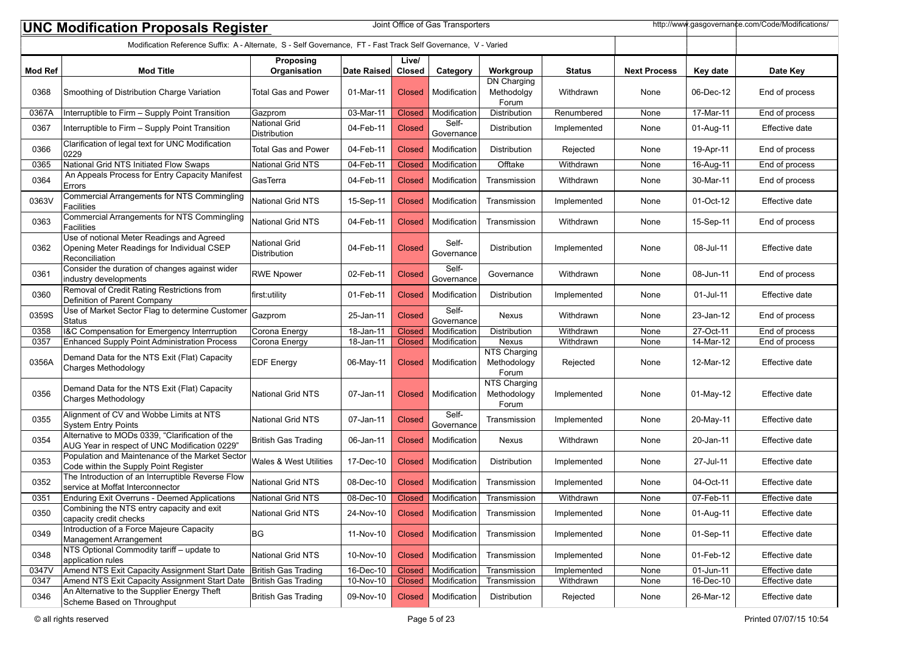# UNC Modification Proposals Register

Joint Office of Gas Transporters

http://www.gasgovernance.com/Code/Modifications/

Modification Reference Suffix: A - Alternate, S - Self Governance, FT - Fast Track Self Governance, V - Varied

| Mod Ref | Mod Title | Proposing Organisation | Date Raised | Live/ Closed | Category | Workgroup | Status | Next Process | Key date | Date Key |
|---|---|---|---|---|---|---|---|---|---|---|
| 0368 | Smoothing of Distribution Charge Variation | Total Gas and Power | 01-Mar-11 | Closed | Modification | DN Charging Methodolgy Forum | Withdrawn | None | 06-Dec-12 | End of process |
| 0367A | Interruptible to Firm – Supply Point Transition | Gazprom | 03-Mar-11 | Closed | Modification | Distribution | Renumbered | None | 17-Mar-11 | End of process |
| 0367 | Interruptible to Firm – Supply Point Transition | National Grid Distribution | 04-Feb-11 | Closed | Self-Governance | Distribution | Implemented | None | 01-Aug-11 | Effective date |
| 0366 | Clarification of legal text for UNC Modification 0229 | Total Gas and Power | 04-Feb-11 | Closed | Modification | Distribution | Rejected | None | 19-Apr-11 | End of process |
| 0365 | National Grid NTS Initiated Flow Swaps | National Grid NTS | 04-Feb-11 | Closed | Modification | Offtake | Withdrawn | None | 16-Aug-11 | End of process |
| 0364 | An Appeals Process for Entry Capacity Manifest Errors | GasTerra | 04-Feb-11 | Closed | Modification | Transmission | Withdrawn | None | 30-Mar-11 | End of process |
| 0363V | Commercial Arrangements for NTS Commingling Facilities | National Grid NTS | 15-Sep-11 | Closed | Modification | Transmission | Implemented | None | 01-Oct-12 | Effective date |
| 0363 | Commercial Arrangements for NTS Commingling Facilities | National Grid NTS | 04-Feb-11 | Closed | Modification | Transmission | Withdrawn | None | 15-Sep-11 | End of process |
| 0362 | Use of notional Meter Readings and Agreed Opening Meter Readings for Individual CSEP Reconciliation | National Grid Distribution | 04-Feb-11 | Closed | Self-Governance | Distribution | Implemented | None | 08-Jul-11 | Effective date |
| 0361 | Consider the duration of changes against wider industry developments | RWE Npower | 02-Feb-11 | Closed | Self-Governance | Governance | Withdrawn | None | 08-Jun-11 | End of process |
| 0360 | Removal of Credit Rating Restrictions from Definition of Parent Company | first:utility | 01-Feb-11 | Closed | Modification | Distribution | Implemented | None | 01-Jul-11 | Effective date |
| 0359S | Use of Market Sector Flag to determine Customer Status | Gazprom | 25-Jan-11 | Closed | Self-Governance | Nexus | Withdrawn | None | 23-Jan-12 | End of process |
| 0358 | I&C Compensation for Emergency Interrruption | Corona Energy | 18-Jan-11 | Closed | Modification | Distribution | Withdrawn | None | 27-Oct-11 | End of process |
| 0357 | Enhanced Supply Point Administration Process | Corona Energy | 18-Jan-11 | Closed | Modification | Nexus | Withdrawn | None | 14-Mar-12 | End of process |
| 0356A | Demand Data for the NTS Exit (Flat) Capacity Charges Methodology | EDF Energy | 06-May-11 | Closed | Modification | NTS Charging Methodology Forum | Rejected | None | 12-Mar-12 | Effective date |
| 0356 | Demand Data for the NTS Exit (Flat) Capacity Charges Methodology | National Grid NTS | 07-Jan-11 | Closed | Modification | NTS Charging Methodology Forum | Implemented | None | 01-May-12 | Effective date |
| 0355 | Alignment of CV and Wobbe Limits at NTS System Entry Points | National Grid NTS | 07-Jan-11 | Closed | Self-Governance | Transmission | Implemented | None | 20-May-11 | Effective date |
| 0354 | Alternative to MODs 0339, "Clarification of the AUG Year in respect of UNC Modification 0229" | British Gas Trading | 06-Jan-11 | Closed | Modification | Nexus | Withdrawn | None | 20-Jan-11 | Effective date |
| 0353 | Population and Maintenance of the Market Sector Code within the Supply Point Register | Wales & West Utilities | 17-Dec-10 | Closed | Modification | Distribution | Implemented | None | 27-Jul-11 | Effective date |
| 0352 | The Introduction of an Interruptible Reverse Flow service at Moffat Interconnector | National Grid NTS | 08-Dec-10 | Closed | Modification | Transmission | Implemented | None | 04-Oct-11 | Effective date |
| 0351 | Enduring Exit Overruns - Deemed Applications | National Grid NTS | 08-Dec-10 | Closed | Modification | Transmission | Withdrawn | None | 07-Feb-11 | Effective date |
| 0350 | Combining the NTS entry capacity and exit capacity credit checks | National Grid NTS | 24-Nov-10 | Closed | Modification | Transmission | Implemented | None | 01-Aug-11 | Effective date |
| 0349 | Introduction of a Force Majeure Capacity Management Arrangement | BG | 11-Nov-10 | Closed | Modification | Transmission | Implemented | None | 01-Sep-11 | Effective date |
| 0348 | NTS Optional Commodity tariff – update to application rules | National Grid NTS | 10-Nov-10 | Closed | Modification | Transmission | Implemented | None | 01-Feb-12 | Effective date |
| 0347V | Amend NTS Exit Capacity Assignment Start Date | British Gas Trading | 16-Dec-10 | Closed | Modification | Transmission | Implemented | None | 01-Jun-11 | Effective date |
| 0347 | Amend NTS Exit Capacity Assignment Start Date | British Gas Trading | 10-Nov-10 | Closed | Modification | Transmission | Withdrawn | None | 16-Dec-10 | Effective date |
| 0346 | An Alternative to the Supplier Energy Theft Scheme Based on Throughput | British Gas Trading | 09-Nov-10 | Closed | Modification | Distribution | Rejected | None | 26-Mar-12 | Effective date |

© all rights reserved

Printed 07/07/15 10:54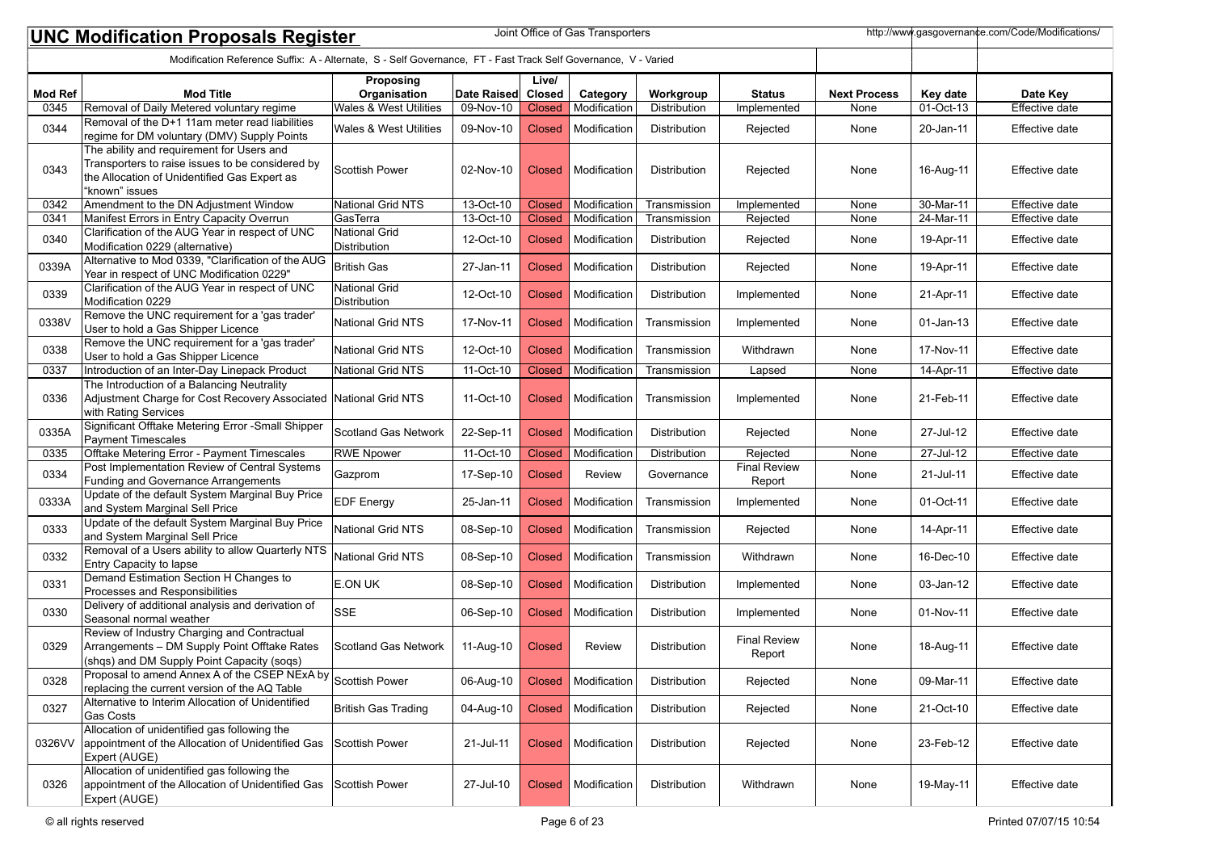# UNC Modification Proposals Register

Joint Office of Gas Transporters

http://www.gasgovernance.com/Code/Modifications/

Modification Reference Suffix: A - Alternate, S - Self Governance, FT - Fast Track Self Governance, V - Varied

| Mod Ref | Mod Title | Proposing Organisation | Date Raised | Live/ Closed | Category | Workgroup | Status | Next Process | Key date | Date Key |
|---|---|---|---|---|---|---|---|---|---|---|
| 0345 | Removal of Daily Metered voluntary regime | Wales & West Utilities | 09-Nov-10 | Closed | Modification | Distribution | Implemented | None | 01-Oct-13 | Effective date |
| 0344 | Removal of the D+1 11am meter read liabilities regime for DM voluntary (DMV) Supply Points | Wales & West Utilities | 09-Nov-10 | Closed | Modification | Distribution | Rejected | None | 20-Jan-11 | Effective date |
| 0343 | The ability and requirement for Users and Transporters to raise issues to be considered by the Allocation of Unidentified Gas Expert as "known" issues | Scottish Power | 02-Nov-10 | Closed | Modification | Distribution | Rejected | None | 16-Aug-11 | Effective date |
| 0342 | Amendment to the DN Adjustment Window | National Grid NTS | 13-Oct-10 | Closed | Modification | Transmission | Implemented | None | 30-Mar-11 | Effective date |
| 0341 | Manifest Errors in Entry Capacity Overrun | GasTerra | 13-Oct-10 | Closed | Modification | Transmission | Rejected | None | 24-Mar-11 | Effective date |
| 0340 | Clarification of the AUG Year in respect of UNC Modification 0229 (alternative) | National Grid Distribution | 12-Oct-10 | Closed | Modification | Distribution | Rejected | None | 19-Apr-11 | Effective date |
| 0339A | Alternative to Mod 0339, "Clarification of the AUG Year in respect of UNC Modification 0229" | British Gas | 27-Jan-11 | Closed | Modification | Distribution | Rejected | None | 19-Apr-11 | Effective date |
| 0339 | Clarification of the AUG Year in respect of UNC Modification 0229 | National Grid Distribution | 12-Oct-10 | Closed | Modification | Distribution | Implemented | None | 21-Apr-11 | Effective date |
| 0338V | Remove the UNC requirement for a 'gas trader' User to hold a Gas Shipper Licence | National Grid NTS | 17-Nov-11 | Closed | Modification | Transmission | Implemented | None | 01-Jan-13 | Effective date |
| 0338 | Remove the UNC requirement for a 'gas trader' User to hold a Gas Shipper Licence | National Grid NTS | 12-Oct-10 | Closed | Modification | Transmission | Withdrawn | None | 17-Nov-11 | Effective date |
| 0337 | Introduction of an Inter-Day Linepack Product | National Grid NTS | 11-Oct-10 | Closed | Modification | Transmission | Lapsed | None | 14-Apr-11 | Effective date |
| 0336 | The Introduction of a Balancing Neutrality Adjustment Charge for Cost Recovery Associated with Rating Services | National Grid NTS | 11-Oct-10 | Closed | Modification | Transmission | Implemented | None | 21-Feb-11 | Effective date |
| 0335A | Significant Offtake Metering Error -Small Shipper Payment Timescales | Scotland Gas Network | 22-Sep-11 | Closed | Modification | Distribution | Rejected | None | 27-Jul-12 | Effective date |
| 0335 | Offtake Metering Error - Payment Timescales | RWE Npower | 11-Oct-10 | Closed | Modification | Distribution | Rejected | None | 27-Jul-12 | Effective date |
| 0334 | Post Implementation Review of Central Systems Funding and Governance Arrangements | Gazprom | 17-Sep-10 | Closed | Review | Governance | Final Review Report | None | 21-Jul-11 | Effective date |
| 0333A | Update of the default System Marginal Buy Price and System Marginal Sell Price | EDF Energy | 25-Jan-11 | Closed | Modification | Transmission | Implemented | None | 01-Oct-11 | Effective date |
| 0333 | Update of the default System Marginal Buy Price and System Marginal Sell Price | National Grid NTS | 08-Sep-10 | Closed | Modification | Transmission | Rejected | None | 14-Apr-11 | Effective date |
| 0332 | Removal of a Users ability to allow Quarterly NTS Entry Capacity to lapse | National Grid NTS | 08-Sep-10 | Closed | Modification | Transmission | Withdrawn | None | 16-Dec-10 | Effective date |
| 0331 | Demand Estimation Section H Changes to Processes and Responsibilities | E.ON UK | 08-Sep-10 | Closed | Modification | Distribution | Implemented | None | 03-Jan-12 | Effective date |
| 0330 | Delivery of additional analysis and derivation of Seasonal normal weather | SSE | 06-Sep-10 | Closed | Modification | Distribution | Implemented | None | 01-Nov-11 | Effective date |
| 0329 | Review of Industry Charging and Contractual Arrangements – DM Supply Point Offtake Rates (shqs) and DM Supply Point Capacity (soqs) | Scotland Gas Network | 11-Aug-10 | Closed | Review | Distribution | Final Review Report | None | 18-Aug-11 | Effective date |
| 0328 | Proposal to amend Annex A of the CSEP NExA by replacing the current version of the AQ Table | Scottish Power | 06-Aug-10 | Closed | Modification | Distribution | Rejected | None | 09-Mar-11 | Effective date |
| 0327 | Alternative to Interim Allocation of Unidentified Gas Costs | British Gas Trading | 04-Aug-10 | Closed | Modification | Distribution | Rejected | None | 21-Oct-10 | Effective date |
| 0326VV | Allocation of unidentified gas following the appointment of the Allocation of Unidentified Gas Expert (AUGE) | Scottish Power | 21-Jul-11 | Closed | Modification | Distribution | Rejected | None | 23-Feb-12 | Effective date |
| 0326 | Allocation of unidentified gas following the appointment of the Allocation of Unidentified Gas Expert (AUGE) | Scottish Power | 27-Jul-10 | Closed | Modification | Distribution | Withdrawn | None | 19-May-11 | Effective date |

© all rights reserved

Printed 07/07/15 10:54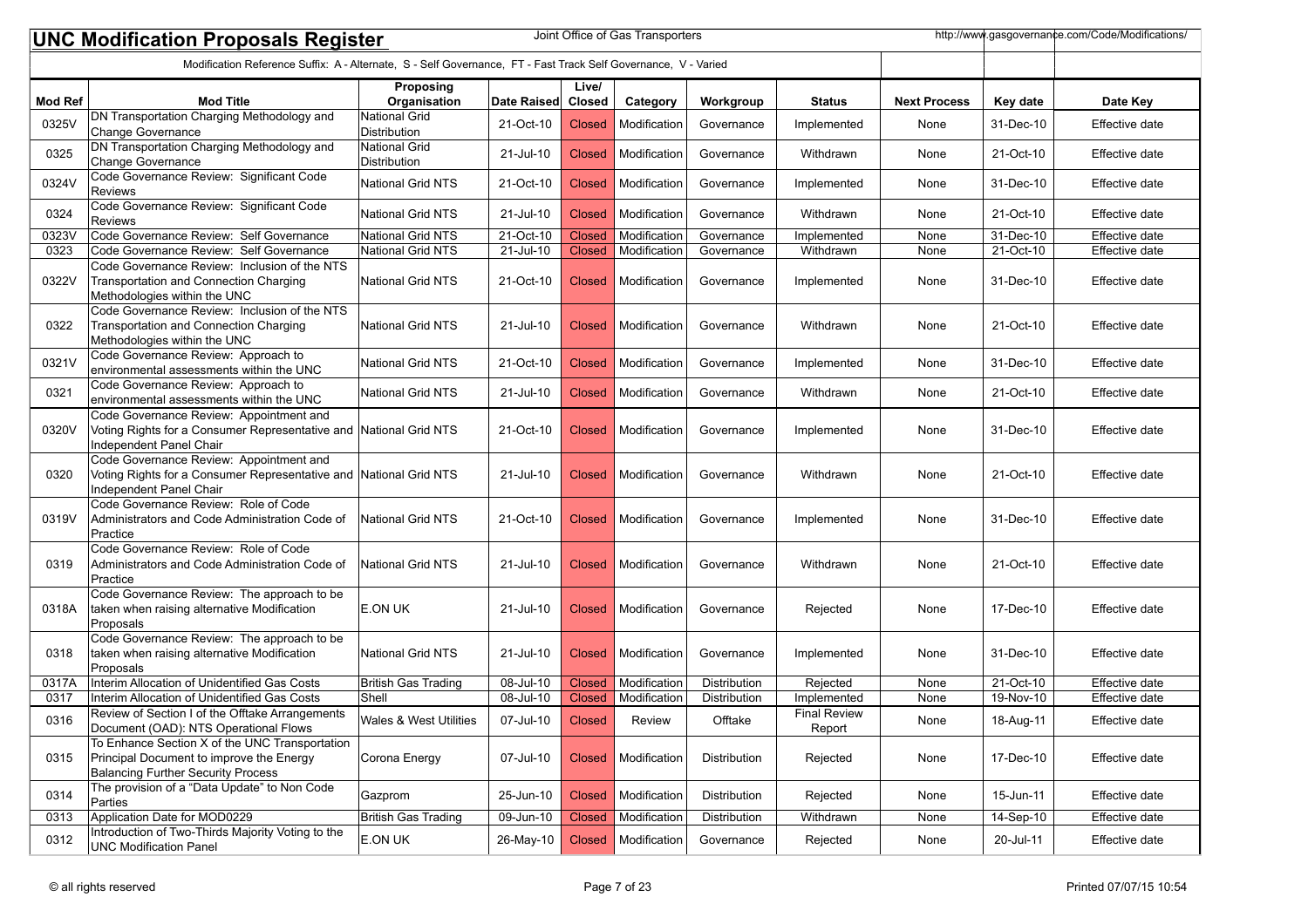# UNC Modification Proposals Register

Joint Office of Gas Transporters

http://www.gasgovernance.com/Code/Modifications/

Modification Reference Suffix: A - Alternate, S - Self Governance, FT - Fast Track Self Governance, V - Varied

| Mod Ref | Mod Title | Proposing Organisation | Date Raised | Live/ Closed | Category | Workgroup | Status | Next Process | Key date | Date Key |
|---|---|---|---|---|---|---|---|---|---|---|
| 0325V | DN Transportation Charging Methodology and Change Governance | National Grid Distribution | 21-Oct-10 | Closed | Modification | Governance | Implemented | None | 31-Dec-10 | Effective date |
| 0325 | DN Transportation Charging Methodology and Change Governance | National Grid Distribution | 21-Jul-10 | Closed | Modification | Governance | Withdrawn | None | 21-Oct-10 | Effective date |
| 0324V | Code Governance Review: Significant Code Reviews | National Grid NTS | 21-Oct-10 | Closed | Modification | Governance | Implemented | None | 31-Dec-10 | Effective date |
| 0324 | Code Governance Review: Significant Code Reviews | National Grid NTS | 21-Jul-10 | Closed | Modification | Governance | Withdrawn | None | 21-Oct-10 | Effective date |
| 0323V | Code Governance Review: Self Governance | National Grid NTS | 21-Oct-10 | Closed | Modification | Governance | Implemented | None | 31-Dec-10 | Effective date |
| 0323 | Code Governance Review: Self Governance | National Grid NTS | 21-Jul-10 | Closed | Modification | Governance | Withdrawn | None | 21-Oct-10 | Effective date |
| 0322V | Code Governance Review: Inclusion of the NTS Transportation and Connection Charging Methodologies within the UNC | National Grid NTS | 21-Oct-10 | Closed | Modification | Governance | Implemented | None | 31-Dec-10 | Effective date |
| 0322 | Code Governance Review: Inclusion of the NTS Transportation and Connection Charging Methodologies within the UNC | National Grid NTS | 21-Jul-10 | Closed | Modification | Governance | Withdrawn | None | 21-Oct-10 | Effective date |
| 0321V | Code Governance Review: Approach to environmental assessments within the UNC | National Grid NTS | 21-Oct-10 | Closed | Modification | Governance | Implemented | None | 31-Dec-10 | Effective date |
| 0321 | Code Governance Review: Approach to environmental assessments within the UNC | National Grid NTS | 21-Jul-10 | Closed | Modification | Governance | Withdrawn | None | 21-Oct-10 | Effective date |
| 0320V | Code Governance Review: Appointment and Voting Rights for a Consumer Representative and Independent Panel Chair | National Grid NTS | 21-Oct-10 | Closed | Modification | Governance | Implemented | None | 31-Dec-10 | Effective date |
| 0320 | Code Governance Review: Appointment and Voting Rights for a Consumer Representative and Independent Panel Chair | National Grid NTS | 21-Jul-10 | Closed | Modification | Governance | Withdrawn | None | 21-Oct-10 | Effective date |
| 0319V | Code Governance Review: Role of Code Administrators and Code Administration Code of Practice | National Grid NTS | 21-Oct-10 | Closed | Modification | Governance | Implemented | None | 31-Dec-10 | Effective date |
| 0319 | Code Governance Review: Role of Code Administrators and Code Administration Code of Practice | National Grid NTS | 21-Jul-10 | Closed | Modification | Governance | Withdrawn | None | 21-Oct-10 | Effective date |
| 0318A | Code Governance Review: The approach to be taken when raising alternative Modification Proposals | E.ON UK | 21-Jul-10 | Closed | Modification | Governance | Rejected | None | 17-Dec-10 | Effective date |
| 0318 | Code Governance Review: The approach to be taken when raising alternative Modification Proposals | National Grid NTS | 21-Jul-10 | Closed | Modification | Governance | Implemented | None | 31-Dec-10 | Effective date |
| 0317A | Interim Allocation of Unidentified Gas Costs | British Gas Trading | 08-Jul-10 | Closed | Modification | Distribution | Rejected | None | 21-Oct-10 | Effective date |
| 0317 | Interim Allocation of Unidentified Gas Costs | Shell | 08-Jul-10 | Closed | Modification | Distribution | Implemented | None | 19-Nov-10 | Effective date |
| 0316 | Review of Section I of the Offtake Arrangements Document (OAD): NTS Operational Flows | Wales & West Utilities | 07-Jul-10 | Closed | Review | Offtake | Final Review Report | None | 18-Aug-11 | Effective date |
| 0315 | To Enhance Section X of the UNC Transportation Principal Document to improve the Energy Balancing Further Security Process | Corona Energy | 07-Jul-10 | Closed | Modification | Distribution | Rejected | None | 17-Dec-10 | Effective date |
| 0314 | The provision of a "Data Update" to Non Code Parties | Gazprom | 25-Jun-10 | Closed | Modification | Distribution | Rejected | None | 15-Jun-11 | Effective date |
| 0313 | Application Date for MOD0229 | British Gas Trading | 09-Jun-10 | Closed | Modification | Distribution | Withdrawn | None | 14-Sep-10 | Effective date |
| 0312 | Introduction of Two-Thirds Majority Voting to the UNC Modification Panel | E.ON UK | 26-May-10 | Closed | Modification | Governance | Rejected | None | 20-Jul-11 | Effective date |

© all rights reserved

Printed 07/07/15 10:54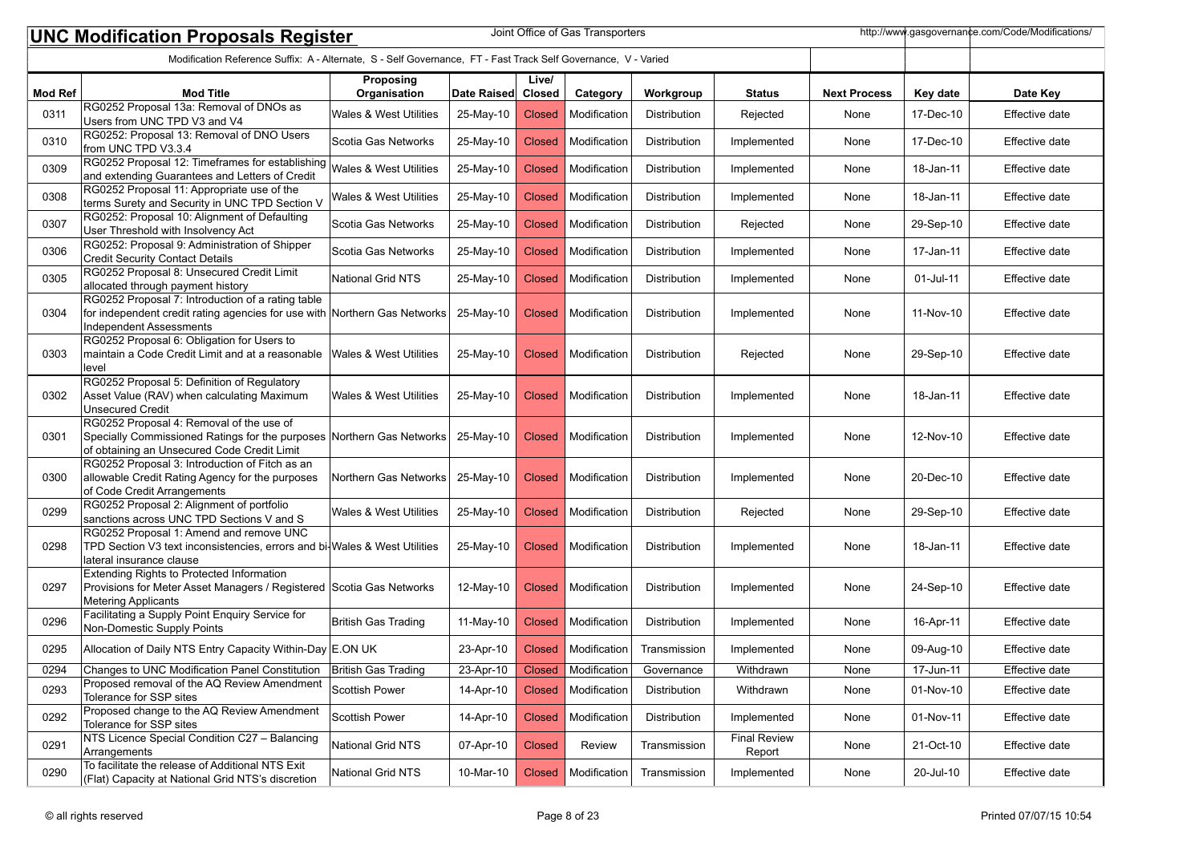## UNC Modification Proposals Register

Joint Office of Gas Transporters

http://www.gasgovernance.com/Code/Modifications/

Modification Reference Suffix: A - Alternate, S - Self Governance, FT - Fast Track Self Governance, V - Varied

| Mod Ref | Mod Title | Proposing Organisation | Date Raised | Live/ Closed | Category | Workgroup | Status | Next Process | Key date | Date Key |
|---|---|---|---|---|---|---|---|---|---|---|
| 0311 | RG0252 Proposal 13a: Removal of DNOs as Users from UNC TPD V3 and V4 | Wales & West Utilities | 25-May-10 | Closed | Modification | Distribution | Rejected | None | 17-Dec-10 | Effective date |
| 0310 | RG0252: Proposal 13: Removal of DNO Users from UNC TPD V3.3.4 | Scotia Gas Networks | 25-May-10 | Closed | Modification | Distribution | Implemented | None | 17-Dec-10 | Effective date |
| 0309 | RG0252 Proposal 12: Timeframes for establishing and extending Guarantees and Letters of Credit | Wales & West Utilities | 25-May-10 | Closed | Modification | Distribution | Implemented | None | 18-Jan-11 | Effective date |
| 0308 | RG0252 Proposal 11: Appropriate use of the terms Surety and Security in UNC TPD Section V | Wales & West Utilities | 25-May-10 | Closed | Modification | Distribution | Implemented | None | 18-Jan-11 | Effective date |
| 0307 | RG0252: Proposal 10: Alignment of Defaulting User Threshold with Insolvency Act | Scotia Gas Networks | 25-May-10 | Closed | Modification | Distribution | Rejected | None | 29-Sep-10 | Effective date |
| 0306 | RG0252: Proposal 9: Administration of Shipper Credit Security Contact Details | Scotia Gas Networks | 25-May-10 | Closed | Modification | Distribution | Implemented | None | 17-Jan-11 | Effective date |
| 0305 | RG0252 Proposal 8: Unsecured Credit Limit allocated through payment history | National Grid NTS | 25-May-10 | Closed | Modification | Distribution | Implemented | None | 01-Jul-11 | Effective date |
| 0304 | RG0252 Proposal 7: Introduction of a rating table for independent credit rating agencies for use with Independent Assessments | Northern Gas Networks | 25-May-10 | Closed | Modification | Distribution | Implemented | None | 11-Nov-10 | Effective date |
| 0303 | RG0252 Proposal 6: Obligation for Users to maintain a Code Credit Limit and at a reasonable level | Wales & West Utilities | 25-May-10 | Closed | Modification | Distribution | Rejected | None | 29-Sep-10 | Effective date |
| 0302 | RG0252 Proposal 5: Definition of Regulatory Asset Value (RAV) when calculating Maximum Unsecured Credit | Wales & West Utilities | 25-May-10 | Closed | Modification | Distribution | Implemented | None | 18-Jan-11 | Effective date |
| 0301 | RG0252 Proposal 4: Removal of the use of Specially Commissioned Ratings for the purposes of obtaining an Unsecured Code Credit Limit | Northern Gas Networks | 25-May-10 | Closed | Modification | Distribution | Implemented | None | 12-Nov-10 | Effective date |
| 0300 | RG0252 Proposal 3: Introduction of Fitch as an allowable Credit Rating Agency for the purposes of Code Credit Arrangements | Northern Gas Networks | 25-May-10 | Closed | Modification | Distribution | Implemented | None | 20-Dec-10 | Effective date |
| 0299 | RG0252 Proposal 2: Alignment of portfolio sanctions across UNC TPD Sections V and S | Wales & West Utilities | 25-May-10 | Closed | Modification | Distribution | Rejected | None | 29-Sep-10 | Effective date |
| 0298 | RG0252 Proposal 1: Amend and remove UNC TPD Section V3 text inconsistencies, errors and bi-lateral insurance clause | Wales & West Utilities | 25-May-10 | Closed | Modification | Distribution | Implemented | None | 18-Jan-11 | Effective date |
| 0297 | Extending Rights to Protected Information Provisions for Meter Asset Managers / Registered Metering Applicants | Scotia Gas Networks | 12-May-10 | Closed | Modification | Distribution | Implemented | None | 24-Sep-10 | Effective date |
| 0296 | Facilitating a Supply Point Enquiry Service for Non-Domestic Supply Points | British Gas Trading | 11-May-10 | Closed | Modification | Distribution | Implemented | None | 16-Apr-11 | Effective date |
| 0295 | Allocation of Daily NTS Entry Capacity Within-Day | E.ON UK | 23-Apr-10 | Closed | Modification | Transmission | Implemented | None | 09-Aug-10 | Effective date |
| 0294 | Changes to UNC Modification Panel Constitution | British Gas Trading | 23-Apr-10 | Closed | Modification | Governance | Withdrawn | None | 17-Jun-11 | Effective date |
| 0293 | Proposed removal of the AQ Review Amendment Tolerance for SSP sites | Scottish Power | 14-Apr-10 | Closed | Modification | Distribution | Withdrawn | None | 01-Nov-10 | Effective date |
| 0292 | Proposed change to the AQ Review Amendment Tolerance for SSP sites | Scottish Power | 14-Apr-10 | Closed | Modification | Distribution | Implemented | None | 01-Nov-11 | Effective date |
| 0291 | NTS Licence Special Condition C27 – Balancing Arrangements | National Grid NTS | 07-Apr-10 | Closed | Review | Transmission | Final Review Report | None | 21-Oct-10 | Effective date |
| 0290 | To facilitate the release of Additional NTS Exit (Flat) Capacity at National Grid NTS's discretion | National Grid NTS | 10-Mar-10 | Closed | Modification | Transmission | Implemented | None | 20-Jul-10 | Effective date |

© all rights reserved

Printed 07/07/15 10:54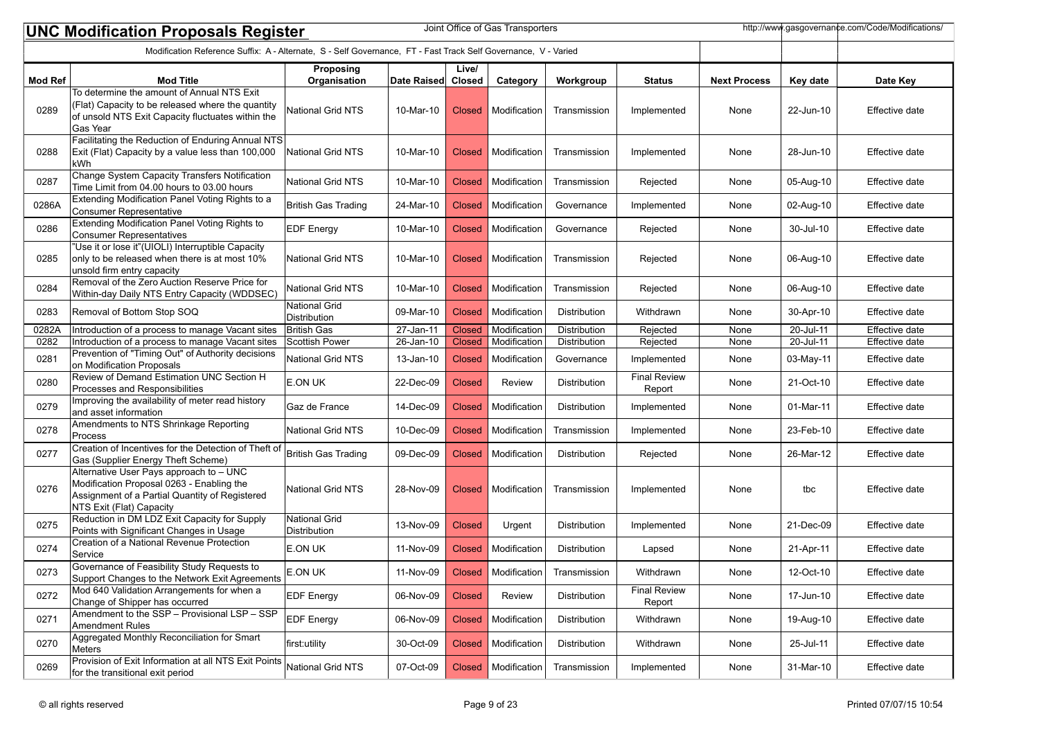# UNC Modification Proposals Register

Joint Office of Gas Transporters

http://www.gasgovernance.com/Code/Modifications/

Modification Reference Suffix: A - Alternate, S - Self Governance, FT - Fast Track Self Governance, V - Varied

| Mod Ref | Mod Title | Proposing Organisation | Date Raised | Live/ Closed | Category | Workgroup | Status | Next Process | Key date | Date Key |
|---|---|---|---|---|---|---|---|---|---|---|
| 0289 | To determine the amount of Annual NTS Exit (Flat) Capacity to be released where the quantity of unsold NTS Exit Capacity fluctuates within the Gas Year | National Grid NTS | 10-Mar-10 | Closed | Modification | Transmission | Implemented | None | 22-Jun-10 | Effective date |
| 0288 | Facilitating the Reduction of Enduring Annual NTS Exit (Flat) Capacity by a value less than 100,000 kWh | National Grid NTS | 10-Mar-10 | Closed | Modification | Transmission | Implemented | None | 28-Jun-10 | Effective date |
| 0287 | Change System Capacity Transfers Notification Time Limit from 04.00 hours to 03.00 hours | National Grid NTS | 10-Mar-10 | Closed | Modification | Transmission | Rejected | None | 05-Aug-10 | Effective date |
| 0286A | Extending Modification Panel Voting Rights to a Consumer Representative | British Gas Trading | 24-Mar-10 | Closed | Modification | Governance | Implemented | None | 02-Aug-10 | Effective date |
| 0286 | Extending Modification Panel Voting Rights to Consumer Representatives | EDF Energy | 10-Mar-10 | Closed | Modification | Governance | Rejected | None | 30-Jul-10 | Effective date |
| 0285 | "Use it or lose it"(UIOLI) Interruptible Capacity only to be released when there is at most 10% unsold firm entry capacity | National Grid NTS | 10-Mar-10 | Closed | Modification | Transmission | Rejected | None | 06-Aug-10 | Effective date |
| 0284 | Removal of the Zero Auction Reserve Price for Within-day Daily NTS Entry Capacity (WDDSEC) | National Grid NTS | 10-Mar-10 | Closed | Modification | Transmission | Rejected | None | 06-Aug-10 | Effective date |
| 0283 | Removal of Bottom Stop SOQ | National Grid Distribution | 09-Mar-10 | Closed | Modification | Distribution | Withdrawn | None | 30-Apr-10 | Effective date |
| 0282A | Introduction of a process to manage Vacant sites | British Gas | 27-Jan-11 | Closed | Modification | Distribution | Rejected | None | 20-Jul-11 | Effective date |
| 0282 | Introduction of a process to manage Vacant sites | Scottish Power | 26-Jan-10 | Closed | Modification | Distribution | Rejected | None | 20-Jul-11 | Effective date |
| 0281 | Prevention of "Timing Out" of Authority decisions on Modification Proposals | National Grid NTS | 13-Jan-10 | Closed | Modification | Governance | Implemented | None | 03-May-11 | Effective date |
| 0280 | Review of Demand Estimation UNC Section H Processes and Responsibilities | E.ON UK | 22-Dec-09 | Closed | Review | Distribution | Final Review Report | None | 21-Oct-10 | Effective date |
| 0279 | Improving the availability of meter read history and asset information | Gaz de France | 14-Dec-09 | Closed | Modification | Distribution | Implemented | None | 01-Mar-11 | Effective date |
| 0278 | Amendments to NTS Shrinkage Reporting Process | National Grid NTS | 10-Dec-09 | Closed | Modification | Transmission | Implemented | None | 23-Feb-10 | Effective date |
| 0277 | Creation of Incentives for the Detection of Theft of Gas (Supplier Energy Theft Scheme) | British Gas Trading | 09-Dec-09 | Closed | Modification | Distribution | Rejected | None | 26-Mar-12 | Effective date |
| 0276 | Alternative User Pays approach to – UNC Modification Proposal 0263 - Enabling the Assignment of a Partial Quantity of Registered NTS Exit (Flat) Capacity | National Grid NTS | 28-Nov-09 | Closed | Modification | Transmission | Implemented | None | tbc | Effective date |
| 0275 | Reduction in DM LDZ Exit Capacity for Supply Points with Significant Changes in Usage | National Grid Distribution | 13-Nov-09 | Closed | Urgent | Distribution | Implemented | None | 21-Dec-09 | Effective date |
| 0274 | Creation of a National Revenue Protection Service | E.ON UK | 11-Nov-09 | Closed | Modification | Distribution | Lapsed | None | 21-Apr-11 | Effective date |
| 0273 | Governance of Feasibility Study Requests to Support Changes to the Network Exit Agreements | E.ON UK | 11-Nov-09 | Closed | Modification | Transmission | Withdrawn | None | 12-Oct-10 | Effective date |
| 0272 | Mod 640 Validation Arrangements for when a Change of Shipper has occurred | EDF Energy | 06-Nov-09 | Closed | Review | Distribution | Final Review Report | None | 17-Jun-10 | Effective date |
| 0271 | Amendment to the SSP – Provisional LSP – SSP Amendment Rules | EDF Energy | 06-Nov-09 | Closed | Modification | Distribution | Withdrawn | None | 19-Aug-10 | Effective date |
| 0270 | Aggregated Monthly Reconciliation for Smart Meters | first:utility | 30-Oct-09 | Closed | Modification | Distribution | Withdrawn | None | 25-Jul-11 | Effective date |
| 0269 | Provision of Exit Information at all NTS Exit Points for the transitional exit period | National Grid NTS | 07-Oct-09 | Closed | Modification | Transmission | Implemented | None | 31-Mar-10 | Effective date |

© all rights reserved

Printed 07/07/15 10:54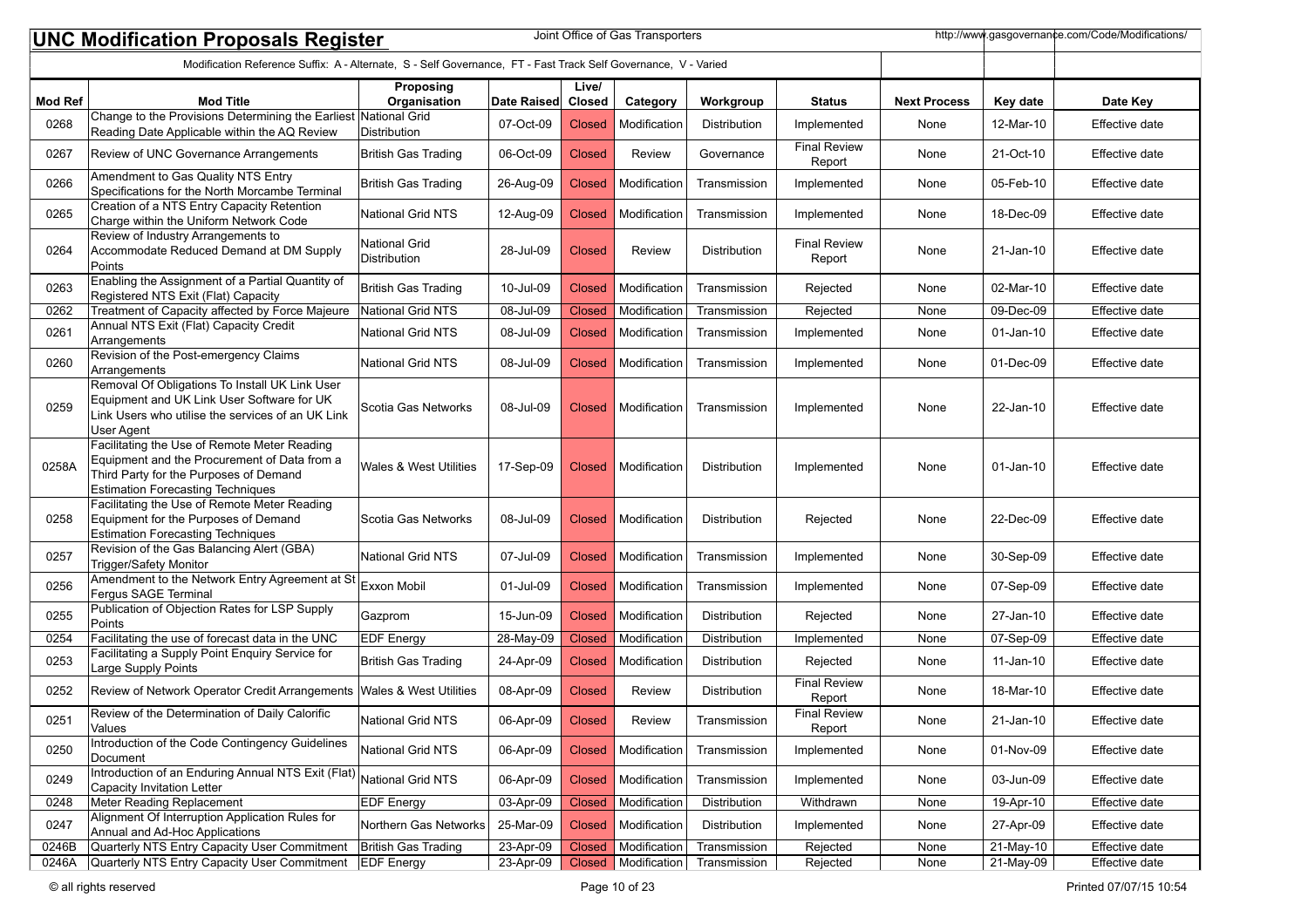# UNC Modification Proposals Register

Joint Office of Gas Transporters

http://www.gasgovernance.com/Code/Modifications/

Modification Reference Suffix: A - Alternate, S - Self Governance, FT - Fast Track Self Governance, V - Varied

| Mod Ref | Mod Title | Proposing Organisation | Date Raised | Live/ Closed | Category | Workgroup | Status | Next Process | Key date | Date Key |
|---|---|---|---|---|---|---|---|---|---|---|
| 0268 | Change to the Provisions Determining the Earliest Reading Date Applicable within the AQ Review | National Grid Distribution | 07-Oct-09 | Closed | Modification | Distribution | Implemented | None | 12-Mar-10 | Effective date |
| 0267 | Review of UNC Governance Arrangements | British Gas Trading | 06-Oct-09 | Closed | Review | Governance | Final Review Report | None | 21-Oct-10 | Effective date |
| 0266 | Amendment to Gas Quality NTS Entry Specifications for the North Morcambe Terminal | British Gas Trading | 26-Aug-09 | Closed | Modification | Transmission | Implemented | None | 05-Feb-10 | Effective date |
| 0265 | Creation of a NTS Entry Capacity Retention Charge within the Uniform Network Code | National Grid NTS | 12-Aug-09 | Closed | Modification | Transmission | Implemented | None | 18-Dec-09 | Effective date |
| 0264 | Review of Industry Arrangements to Accommodate Reduced Demand at DM Supply Points | National Grid Distribution | 28-Jul-09 | Closed | Review | Distribution | Final Review Report | None | 21-Jan-10 | Effective date |
| 0263 | Enabling the Assignment of a Partial Quantity of Registered NTS Exit (Flat) Capacity | British Gas Trading | 10-Jul-09 | Closed | Modification | Transmission | Rejected | None | 02-Mar-10 | Effective date |
| 0262 | Treatment of Capacity affected by Force Majeure | National Grid NTS | 08-Jul-09 | Closed | Modification | Transmission | Rejected | None | 09-Dec-09 | Effective date |
| 0261 | Annual NTS Exit (Flat) Capacity Credit Arrangements | National Grid NTS | 08-Jul-09 | Closed | Modification | Transmission | Implemented | None | 01-Jan-10 | Effective date |
| 0260 | Revision of the Post-emergency Claims Arrangements | National Grid NTS | 08-Jul-09 | Closed | Modification | Transmission | Implemented | None | 01-Dec-09 | Effective date |
| 0259 | Removal Of Obligations To Install UK Link User Equipment and UK Link User Software for UK Link Users who utilise the services of an UK Link User Agent | Scotia Gas Networks | 08-Jul-09 | Closed | Modification | Transmission | Implemented | None | 22-Jan-10 | Effective date |
| 0258A | Facilitating the Use of Remote Meter Reading Equipment and the Procurement of Data from a Third Party for the Purposes of Demand Estimation Forecasting Techniques | Wales & West Utilities | 17-Sep-09 | Closed | Modification | Distribution | Implemented | None | 01-Jan-10 | Effective date |
| 0258 | Facilitating the Use of Remote Meter Reading Equipment for the Purposes of Demand Estimation Forecasting Techniques | Scotia Gas Networks | 08-Jul-09 | Closed | Modification | Distribution | Rejected | None | 22-Dec-09 | Effective date |
| 0257 | Revision of the Gas Balancing Alert (GBA) Trigger/Safety Monitor | National Grid NTS | 07-Jul-09 | Closed | Modification | Transmission | Implemented | None | 30-Sep-09 | Effective date |
| 0256 | Amendment to the Network Entry Agreement at St Fergus SAGE Terminal | Exxon Mobil | 01-Jul-09 | Closed | Modification | Transmission | Implemented | None | 07-Sep-09 | Effective date |
| 0255 | Publication of Objection Rates for LSP Supply Points | Gazprom | 15-Jun-09 | Closed | Modification | Distribution | Rejected | None | 27-Jan-10 | Effective date |
| 0254 | Facilitating the use of forecast data in the UNC | EDF Energy | 28-May-09 | Closed | Modification | Distribution | Implemented | None | 07-Sep-09 | Effective date |
| 0253 | Facilitating a Supply Point Enquiry Service for Large Supply Points | British Gas Trading | 24-Apr-09 | Closed | Modification | Distribution | Rejected | None | 11-Jan-10 | Effective date |
| 0252 | Review of Network Operator Credit Arrangements | Wales & West Utilities | 08-Apr-09 | Closed | Review | Distribution | Final Review Report | None | 18-Mar-10 | Effective date |
| 0251 | Review of the Determination of Daily Calorific Values | National Grid NTS | 06-Apr-09 | Closed | Review | Transmission | Final Review Report | None | 21-Jan-10 | Effective date |
| 0250 | Introduction of the Code Contingency Guidelines Document | National Grid NTS | 06-Apr-09 | Closed | Modification | Transmission | Implemented | None | 01-Nov-09 | Effective date |
| 0249 | Introduction of an Enduring Annual NTS Exit (Flat) Capacity Invitation Letter | National Grid NTS | 06-Apr-09 | Closed | Modification | Transmission | Implemented | None | 03-Jun-09 | Effective date |
| 0248 | Meter Reading Replacement | EDF Energy | 03-Apr-09 | Closed | Modification | Distribution | Withdrawn | None | 19-Apr-10 | Effective date |
| 0247 | Alignment Of Interruption Application Rules for Annual and Ad-Hoc Applications | Northern Gas Networks | 25-Mar-09 | Closed | Modification | Distribution | Implemented | None | 27-Apr-09 | Effective date |
| 0246B | Quarterly NTS Entry Capacity User Commitment | British Gas Trading | 23-Apr-09 | Closed | Modification | Transmission | Rejected | None | 21-May-10 | Effective date |
| 0246A | Quarterly NTS Entry Capacity User Commitment | EDF Energy | 23-Apr-09 | Closed | Modification | Transmission | Rejected | None | 21-May-09 | Effective date |

© all rights reserved

Printed 07/07/15 10:54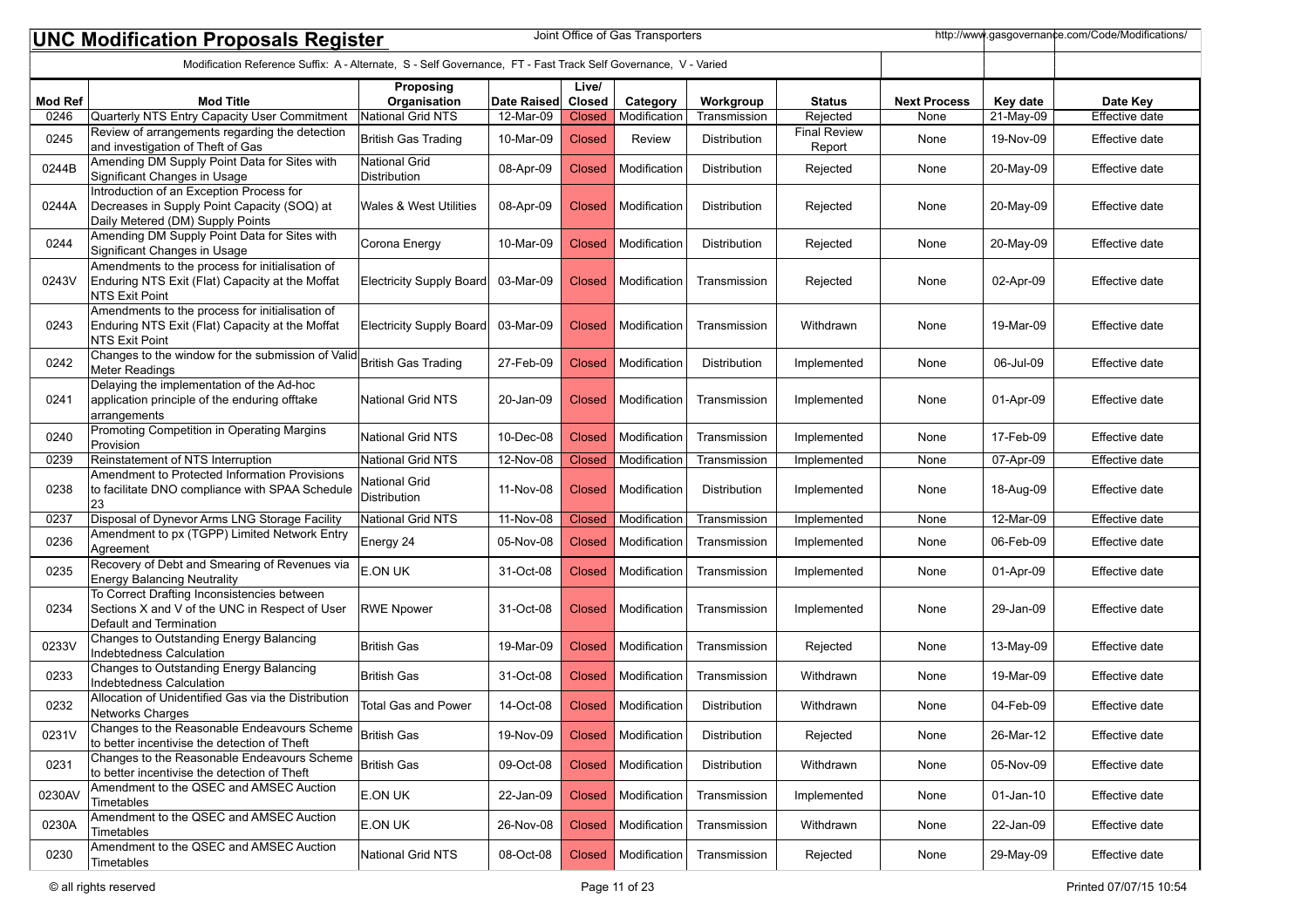# UNC Modification Proposals Register

Joint Office of Gas Transporters

http://www.gasgovernance.com/Code/Modifications/

Modification Reference Suffix: A - Alternate, S - Self Governance, FT - Fast Track Self Governance, V - Varied

| Mod Ref | Mod Title | Proposing Organisation | Date Raised | Live/ Closed | Category | Workgroup | Status | Next Process | Key date | Date Key |
|---|---|---|---|---|---|---|---|---|---|---|
| 0246 | Quarterly NTS Entry Capacity User Commitment | National Grid NTS | 12-Mar-09 | Closed | Modification | Transmission | Rejected | None | 21-May-09 | Effective date |
| 0245 | Review of arrangements regarding the detection and investigation of Theft of Gas | British Gas Trading | 10-Mar-09 | Closed | Review | Distribution | Final Review Report | None | 19-Nov-09 | Effective date |
| 0244B | Amending DM Supply Point Data for Sites with Significant Changes in Usage | National Grid Distribution | 08-Apr-09 | Closed | Modification | Distribution | Rejected | None | 20-May-09 | Effective date |
| 0244A | Introduction of an Exception Process for Decreases in Supply Point Capacity (SOQ) at Daily Metered (DM) Supply Points | Wales & West Utilities | 08-Apr-09 | Closed | Modification | Distribution | Rejected | None | 20-May-09 | Effective date |
| 0244 | Amending DM Supply Point Data for Sites with Significant Changes in Usage | Corona Energy | 10-Mar-09 | Closed | Modification | Distribution | Rejected | None | 20-May-09 | Effective date |
| 0243V | Amendments to the process for initialisation of Enduring NTS Exit (Flat) Capacity at the Moffat NTS Exit Point | Electricity Supply Board | 03-Mar-09 | Closed | Modification | Transmission | Rejected | None | 02-Apr-09 | Effective date |
| 0243 | Amendments to the process for initialisation of Enduring NTS Exit (Flat) Capacity at the Moffat NTS Exit Point | Electricity Supply Board | 03-Mar-09 | Closed | Modification | Transmission | Withdrawn | None | 19-Mar-09 | Effective date |
| 0242 | Changes to the window for the submission of Valid Meter Readings | British Gas Trading | 27-Feb-09 | Closed | Modification | Distribution | Implemented | None | 06-Jul-09 | Effective date |
| 0241 | Delaying the implementation of the Ad-hoc application principle of the enduring offtake arrangements | National Grid NTS | 20-Jan-09 | Closed | Modification | Transmission | Implemented | None | 01-Apr-09 | Effective date |
| 0240 | Promoting Competition in Operating Margins Provision | National Grid NTS | 10-Dec-08 | Closed | Modification | Transmission | Implemented | None | 17-Feb-09 | Effective date |
| 0239 | Reinstatement of NTS Interruption | National Grid NTS | 12-Nov-08 | Closed | Modification | Transmission | Implemented | None | 07-Apr-09 | Effective date |
| 0238 | Amendment to Protected Information Provisions to facilitate DNO compliance with SPAA Schedule 23 | National Grid Distribution | 11-Nov-08 | Closed | Modification | Distribution | Implemented | None | 18-Aug-09 | Effective date |
| 0237 | Disposal of Dynevor Arms LNG Storage Facility | National Grid NTS | 11-Nov-08 | Closed | Modification | Transmission | Implemented | None | 12-Mar-09 | Effective date |
| 0236 | Amendment to px (TGPP) Limited Network Entry Agreement | Energy 24 | 05-Nov-08 | Closed | Modification | Transmission | Implemented | None | 06-Feb-09 | Effective date |
| 0235 | Recovery of Debt and Smearing of Revenues via Energy Balancing Neutrality | E.ON UK | 31-Oct-08 | Closed | Modification | Transmission | Implemented | None | 01-Apr-09 | Effective date |
| 0234 | To Correct Drafting Inconsistencies between Sections X and V of the UNC in Respect of User Default and Termination | RWE Npower | 31-Oct-08 | Closed | Modification | Transmission | Implemented | None | 29-Jan-09 | Effective date |
| 0233V | Changes to Outstanding Energy Balancing Indebtedness Calculation | British Gas | 19-Mar-09 | Closed | Modification | Transmission | Rejected | None | 13-May-09 | Effective date |
| 0233 | Changes to Outstanding Energy Balancing Indebtedness Calculation | British Gas | 31-Oct-08 | Closed | Modification | Transmission | Withdrawn | None | 19-Mar-09 | Effective date |
| 0232 | Allocation of Unidentified Gas via the Distribution Networks Charges | Total Gas and Power | 14-Oct-08 | Closed | Modification | Distribution | Withdrawn | None | 04-Feb-09 | Effective date |
| 0231V | Changes to the Reasonable Endeavours Scheme to better incentivise the detection of Theft | British Gas | 19-Nov-09 | Closed | Modification | Distribution | Rejected | None | 26-Mar-12 | Effective date |
| 0231 | Changes to the Reasonable Endeavours Scheme to better incentivise the detection of Theft | British Gas | 09-Oct-08 | Closed | Modification | Distribution | Withdrawn | None | 05-Nov-09 | Effective date |
| 0230AV | Amendment to the QSEC and AMSEC Auction Timetables | E.ON UK | 22-Jan-09 | Closed | Modification | Transmission | Implemented | None | 01-Jan-10 | Effective date |
| 0230A | Amendment to the QSEC and AMSEC Auction Timetables | E.ON UK | 26-Nov-08 | Closed | Modification | Transmission | Withdrawn | None | 22-Jan-09 | Effective date |
| 0230 | Amendment to the QSEC and AMSEC Auction Timetables | National Grid NTS | 08-Oct-08 | Closed | Modification | Transmission | Rejected | None | 29-May-09 | Effective date |

© all rights reserved

Printed 07/07/15 10:54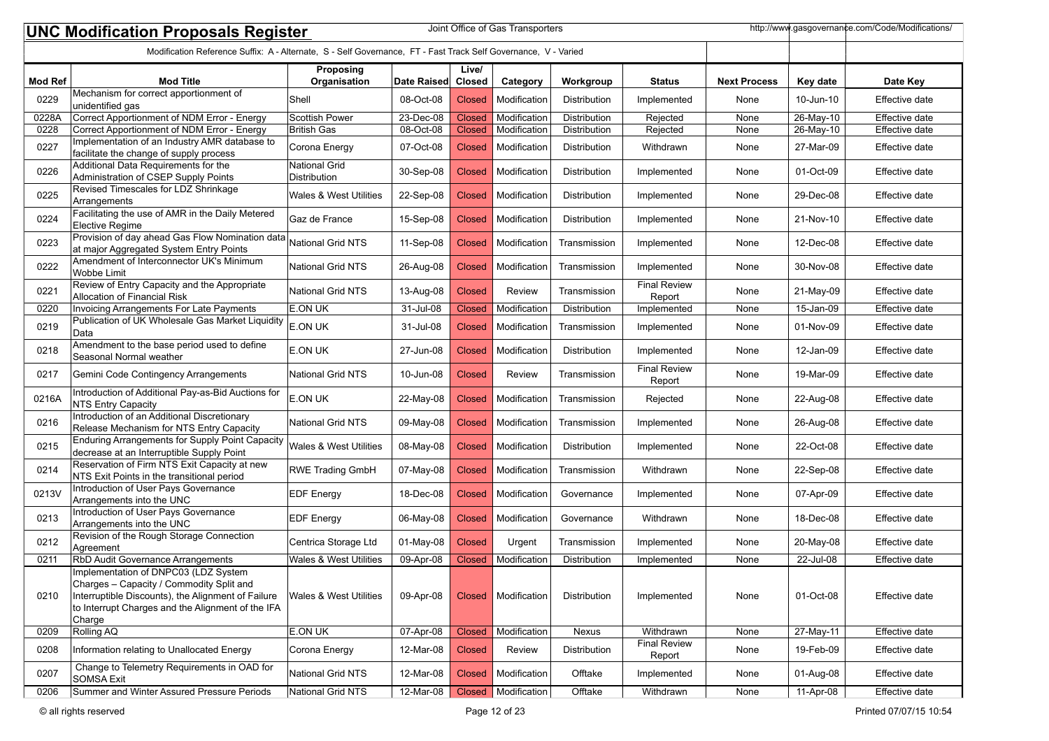# UNC Modification Proposals Register

Joint Office of Gas Transporters

http://www.gasgovernance.com/Code/Modifications/

Modification Reference Suffix: A - Alternate, S - Self Governance, FT - Fast Track Self Governance, V - Varied

| Mod Ref | Mod Title | Proposing Organisation | Date Raised | Live/ Closed | Category | Workgroup | Status | Next Process | Key date | Date Key |
|---|---|---|---|---|---|---|---|---|---|---|
| 0229 | Mechanism for correct apportionment of unidentified gas | Shell | 08-Oct-08 | Closed | Modification | Distribution | Implemented | None | 10-Jun-10 | Effective date |
| 0228A | Correct Apportionment of NDM Error - Energy | Scottish Power | 23-Dec-08 | Closed | Modification | Distribution | Rejected | None | 26-May-10 | Effective date |
| 0228 | Correct Apportionment of NDM Error - Energy | British Gas | 08-Oct-08 | Closed | Modification | Distribution | Rejected | None | 26-May-10 | Effective date |
| 0227 | Implementation of an Industry AMR database to facilitate the change of supply process | Corona Energy | 07-Oct-08 | Closed | Modification | Distribution | Withdrawn | None | 27-Mar-09 | Effective date |
| 0226 | Additional Data Requirements for the Administration of CSEP Supply Points | National Grid Distribution | 30-Sep-08 | Closed | Modification | Distribution | Implemented | None | 01-Oct-09 | Effective date |
| 0225 | Revised Timescales for LDZ Shrinkage Arrangements | Wales & West Utilities | 22-Sep-08 | Closed | Modification | Distribution | Implemented | None | 29-Dec-08 | Effective date |
| 0224 | Facilitating the use of AMR in the Daily Metered Elective Regime | Gaz de France | 15-Sep-08 | Closed | Modification | Distribution | Implemented | None | 21-Nov-10 | Effective date |
| 0223 | Provision of day ahead Gas Flow Nomination data at major Aggregated System Entry Points | National Grid NTS | 11-Sep-08 | Closed | Modification | Transmission | Implemented | None | 12-Dec-08 | Effective date |
| 0222 | Amendment of Interconnector UK's Minimum Wobbe Limit | National Grid NTS | 26-Aug-08 | Closed | Modification | Transmission | Implemented | None | 30-Nov-08 | Effective date |
| 0221 | Review of Entry Capacity and the Appropriate Allocation of Financial Risk | National Grid NTS | 13-Aug-08 | Closed | Review | Transmission | Final Review Report | None | 21-May-09 | Effective date |
| 0220 | Invoicing Arrangements For Late Payments | E.ON UK | 31-Jul-08 | Closed | Modification | Distribution | Implemented | None | 15-Jan-09 | Effective date |
| 0219 | Publication of UK Wholesale Gas Market Liquidity Data | E.ON UK | 31-Jul-08 | Closed | Modification | Transmission | Implemented | None | 01-Nov-09 | Effective date |
| 0218 | Amendment to the base period used to define Seasonal Normal weather | E.ON UK | 27-Jun-08 | Closed | Modification | Distribution | Implemented | None | 12-Jan-09 | Effective date |
| 0217 | Gemini Code Contingency Arrangements | National Grid NTS | 10-Jun-08 | Closed | Review | Transmission | Final Review Report | None | 19-Mar-09 | Effective date |
| 0216A | Introduction of Additional Pay-as-Bid Auctions for NTS Entry Capacity | E.ON UK | 22-May-08 | Closed | Modification | Transmission | Rejected | None | 22-Aug-08 | Effective date |
| 0216 | Introduction of an Additional Discretionary Release Mechanism for NTS Entry Capacity | National Grid NTS | 09-May-08 | Closed | Modification | Transmission | Implemented | None | 26-Aug-08 | Effective date |
| 0215 | Enduring Arrangements for Supply Point Capacity decrease at an Interruptible Supply Point | Wales & West Utilities | 08-May-08 | Closed | Modification | Distribution | Implemented | None | 22-Oct-08 | Effective date |
| 0214 | Reservation of Firm NTS Exit Capacity at new NTS Exit Points in the transitional period | RWE Trading GmbH | 07-May-08 | Closed | Modification | Transmission | Withdrawn | None | 22-Sep-08 | Effective date |
| 0213V | Introduction of User Pays Governance Arrangements into the UNC | EDF Energy | 18-Dec-08 | Closed | Modification | Governance | Implemented | None | 07-Apr-09 | Effective date |
| 0213 | Introduction of User Pays Governance Arrangements into the UNC | EDF Energy | 06-May-08 | Closed | Modification | Governance | Withdrawn | None | 18-Dec-08 | Effective date |
| 0212 | Revision of the Rough Storage Connection Agreement | Centrica Storage Ltd | 01-May-08 | Closed | Urgent | Transmission | Implemented | None | 20-May-08 | Effective date |
| 0211 | RbD Audit Governance Arrangements | Wales & West Utilities | 09-Apr-08 | Closed | Modification | Distribution | Implemented | None | 22-Jul-08 | Effective date |
| 0210 | Implementation of DNPC03 (LDZ System Charges – Capacity / Commodity Split and Interruptible Discounts), the Alignment of Failure to Interrupt Charges and the Alignment of the IFA Charge | Wales & West Utilities | 09-Apr-08 | Closed | Modification | Distribution | Implemented | None | 01-Oct-08 | Effective date |
| 0209 | Rolling AQ | E.ON UK | 07-Apr-08 | Closed | Modification | Nexus | Withdrawn | None | 27-May-11 | Effective date |
| 0208 | Information relating to Unallocated Energy | Corona Energy | 12-Mar-08 | Closed | Review | Distribution | Final Review Report | None | 19-Feb-09 | Effective date |
| 0207 | Change to Telemetry Requirements in OAD for SOMSA Exit | National Grid NTS | 12-Mar-08 | Closed | Modification | Offtake | Implemented | None | 01-Aug-08 | Effective date |
| 0206 | Summer and Winter Assured Pressure Periods | National Grid NTS | 12-Mar-08 | Closed | Modification | Offtake | Withdrawn | None | 11-Apr-08 | Effective date |

© all rights reserved

Printed 07/07/15 10:54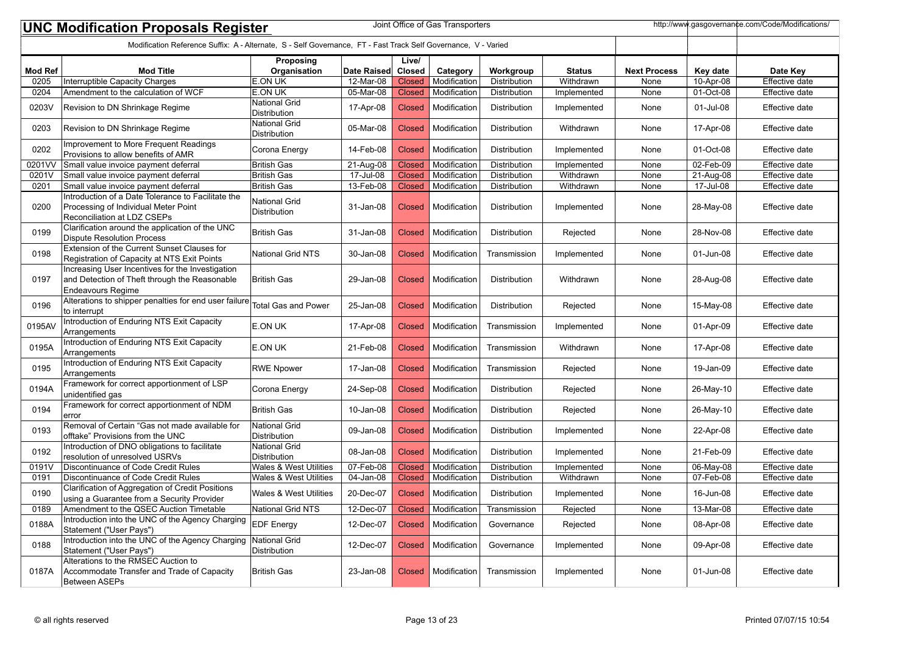## UNC Modification Proposals Register

Joint Office of Gas Transporters

http://www.gasgovernance.com/Code/Modifications/

Modification Reference Suffix: A - Alternate, S - Self Governance, FT - Fast Track Self Governance, V - Varied

| Mod Ref | Mod Title | Proposing Organisation | Date Raised | Live/ Closed | Category | Workgroup | Status | Next Process | Key date | Date Key |
|---|---|---|---|---|---|---|---|---|---|---|
| 0205 | Interruptible Capacity Charges | E.ON UK | 12-Mar-08 | Closed | Modification | Distribution | Withdrawn | None | 10-Apr-08 | Effective date |
| 0204 | Amendment to the calculation of WCF | E.ON UK | 05-Mar-08 | Closed | Modification | Distribution | Implemented | None | 01-Oct-08 | Effective date |
| 0203V | Revision to DN Shrinkage Regime | National Grid Distribution | 17-Apr-08 | Closed | Modification | Distribution | Implemented | None | 01-Jul-08 | Effective date |
| 0203 | Revision to DN Shrinkage Regime | National Grid Distribution | 05-Mar-08 | Closed | Modification | Distribution | Withdrawn | None | 17-Apr-08 | Effective date |
| 0202 | Improvement to More Frequent Readings Provisions to allow benefits of AMR | Corona Energy | 14-Feb-08 | Closed | Modification | Distribution | Implemented | None | 01-Oct-08 | Effective date |
| 0201VV | Small value invoice payment deferral | British Gas | 21-Aug-08 | Closed | Modification | Distribution | Implemented | None | 02-Feb-09 | Effective date |
| 0201V | Small value invoice payment deferral | British Gas | 17-Jul-08 | Closed | Modification | Distribution | Withdrawn | None | 21-Aug-08 | Effective date |
| 0201 | Small value invoice payment deferral | British Gas | 13-Feb-08 | Closed | Modification | Distribution | Withdrawn | None | 17-Jul-08 | Effective date |
| 0200 | Introduction of a Date Tolerance to Facilitate the Processing of Individual Meter Point Reconciliation at LDZ CSEPs | National Grid Distribution | 31-Jan-08 | Closed | Modification | Distribution | Implemented | None | 28-May-08 | Effective date |
| 0199 | Clarification around the application of the UNC Dispute Resolution Process | British Gas | 31-Jan-08 | Closed | Modification | Distribution | Rejected | None | 28-Nov-08 | Effective date |
| 0198 | Extension of the Current Sunset Clauses for Registration of Capacity at NTS Exit Points | National Grid NTS | 30-Jan-08 | Closed | Modification | Transmission | Implemented | None | 01-Jun-08 | Effective date |
| 0197 | Increasing User Incentives for the Investigation and Detection of Theft through the Reasonable Endeavours Regime | British Gas | 29-Jan-08 | Closed | Modification | Distribution | Withdrawn | None | 28-Aug-08 | Effective date |
| 0196 | Alterations to shipper penalties for end user failure to interrupt | Total Gas and Power | 25-Jan-08 | Closed | Modification | Distribution | Rejected | None | 15-May-08 | Effective date |
| 0195AV | Introduction of Enduring NTS Exit Capacity Arrangements | E.ON UK | 17-Apr-08 | Closed | Modification | Transmission | Implemented | None | 01-Apr-09 | Effective date |
| 0195A | Introduction of Enduring NTS Exit Capacity Arrangements | E.ON UK | 21-Feb-08 | Closed | Modification | Transmission | Withdrawn | None | 17-Apr-08 | Effective date |
| 0195 | Introduction of Enduring NTS Exit Capacity Arrangements | RWE Npower | 17-Jan-08 | Closed | Modification | Transmission | Rejected | None | 19-Jan-09 | Effective date |
| 0194A | Framework for correct apportionment of LSP unidentified gas | Corona Energy | 24-Sep-08 | Closed | Modification | Distribution | Rejected | None | 26-May-10 | Effective date |
| 0194 | Framework for correct apportionment of NDM error | British Gas | 10-Jan-08 | Closed | Modification | Distribution | Rejected | None | 26-May-10 | Effective date |
| 0193 | Removal of Certain "Gas not made available for offtake" Provisions from the UNC | National Grid Distribution | 09-Jan-08 | Closed | Modification | Distribution | Implemented | None | 22-Apr-08 | Effective date |
| 0192 | Introduction of DNO obligations to facilitate resolution of unresolved USRVs | National Grid Distribution | 08-Jan-08 | Closed | Modification | Distribution | Implemented | None | 21-Feb-09 | Effective date |
| 0191V | Discontinuance of Code Credit Rules | Wales & West Utilities | 07-Feb-08 | Closed | Modification | Distribution | Implemented | None | 06-May-08 | Effective date |
| 0191 | Discontinuance of Code Credit Rules | Wales & West Utilities | 04-Jan-08 | Closed | Modification | Distribution | Withdrawn | None | 07-Feb-08 | Effective date |
| 0190 | Clarification of Aggregation of Credit Positions using a Guarantee from a Security Provider | Wales & West Utilities | 20-Dec-07 | Closed | Modification | Distribution | Implemented | None | 16-Jun-08 | Effective date |
| 0189 | Amendment to the QSEC Auction Timetable | National Grid NTS | 12-Dec-07 | Closed | Modification | Transmission | Rejected | None | 13-Mar-08 | Effective date |
| 0188A | Introduction into the UNC of the Agency Charging Statement ("User Pays") | EDF Energy | 12-Dec-07 | Closed | Modification | Governance | Rejected | None | 08-Apr-08 | Effective date |
| 0188 | Introduction into the UNC of the Agency Charging Statement ("User Pays") | National Grid Distribution | 12-Dec-07 | Closed | Modification | Governance | Implemented | None | 09-Apr-08 | Effective date |
| 0187A | Alterations to the RMSEC Auction to Accommodate Transfer and Trade of Capacity Between ASEPs | British Gas | 23-Jan-08 | Closed | Modification | Transmission | Implemented | None | 01-Jun-08 | Effective date |

© all rights reserved

Printed 07/07/15 10:54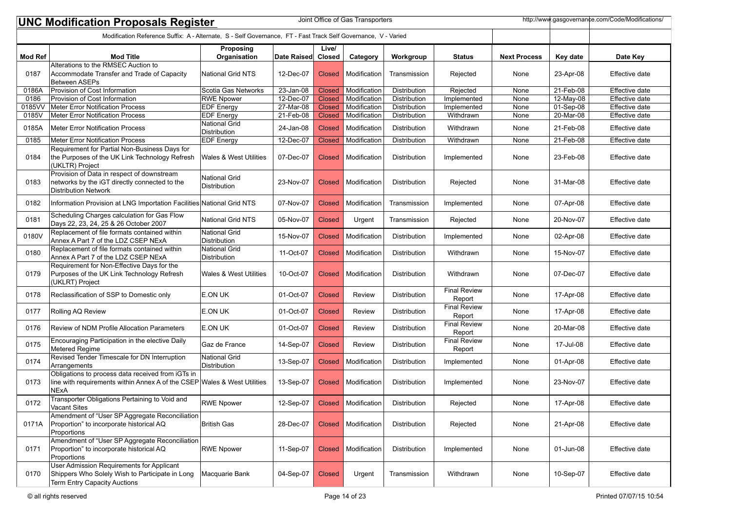# UNC Modification Proposals Register

Joint Office of Gas Transporters

http://www.gasgovernance.com/Code/Modifications/

Modification Reference Suffix: A - Alternate, S - Self Governance, FT - Fast Track Self Governance, V - Varied

| Mod Ref | Mod Title | Proposing Organisation | Date Raised | Live/ Closed | Category | Workgroup | Status | Next Process | Key date | Date Key |
|---|---|---|---|---|---|---|---|---|---|---|
| 0187 | Alterations to the RMSEC Auction to Accommodate Transfer and Trade of Capacity Between ASEPs | National Grid NTS | 12-Dec-07 | Closed | Modification | Transmission | Rejected | None | 23-Apr-08 | Effective date |
| 0186A | Provision of Cost Information | Scotia Gas Networks | 23-Jan-08 | Closed | Modification | Distribution | Rejected | None | 21-Feb-08 | Effective date |
| 0186 | Provision of Cost Information | RWE Npower | 12-Dec-07 | Closed | Modification | Distribution | Implemented | None | 12-May-08 | Effective date |
| 0185VV | Meter Error Notification Process | EDF Energy | 27-Mar-08 | Closed | Modification | Distribution | Implemented | None | 01-Sep-08 | Effective date |
| 0185V | Meter Error Notification Process | EDF Energy | 21-Feb-08 | Closed | Modification | Distribution | Withdrawn | None | 20-Mar-08 | Effective date |
| 0185A | Meter Error Notification Process | National Grid Distribution | 24-Jan-08 | Closed | Modification | Distribution | Withdrawn | None | 21-Feb-08 | Effective date |
| 0185 | Meter Error Notification Process | EDF Energy | 12-Dec-07 | Closed | Modification | Distribution | Withdrawn | None | 21-Feb-08 | Effective date |
| 0184 | Requirement for Partial Non-Business Days for the Purposes of the UK Link Technology Refresh (UKLTR) Project | Wales & West Utilities | 07-Dec-07 | Closed | Modification | Distribution | Implemented | None | 23-Feb-08 | Effective date |
| 0183 | Provision of Data in respect of downstream networks by the iGT directly connected to the Distribution Network | National Grid Distribution | 23-Nov-07 | Closed | Modification | Distribution | Rejected | None | 31-Mar-08 | Effective date |
| 0182 | Information Provision at LNG Importation Facilities | National Grid NTS | 07-Nov-07 | Closed | Modification | Transmission | Implemented | None | 07-Apr-08 | Effective date |
| 0181 | Scheduling Charges calculation for Gas Flow Days 22, 23, 24, 25 & 26 October 2007 | National Grid NTS | 05-Nov-07 | Closed | Urgent | Transmission | Rejected | None | 20-Nov-07 | Effective date |
| 0180V | Replacement of file formats contained within Annex A Part 7 of the LDZ CSEP NExA | National Grid Distribution | 15-Nov-07 | Closed | Modification | Distribution | Implemented | None | 02-Apr-08 | Effective date |
| 0180 | Replacement of file formats contained within Annex A Part 7 of the LDZ CSEP NExA | National Grid Distribution | 11-Oct-07 | Closed | Modification | Distribution | Withdrawn | None | 15-Nov-07 | Effective date |
| 0179 | Requirement for Non-Effective Days for the Purposes of the UK Link Technology Refresh (UKLRT) Project | Wales & West Utilities | 10-Oct-07 | Closed | Modification | Distribution | Withdrawn | None | 07-Dec-07 | Effective date |
| 0178 | Reclassification of SSP to Domestic only | E.ON UK | 01-Oct-07 | Closed | Review | Distribution | Final Review Report | None | 17-Apr-08 | Effective date |
| 0177 | Rolling AQ Review | E.ON UK | 01-Oct-07 | Closed | Review | Distribution | Final Review Report | None | 17-Apr-08 | Effective date |
| 0176 | Review of NDM Profile Allocation Parameters | E.ON UK | 01-Oct-07 | Closed | Review | Distribution | Final Review Report | None | 20-Mar-08 | Effective date |
| 0175 | Encouraging Participation in the elective Daily Metered Regime | Gaz de France | 14-Sep-07 | Closed | Review | Distribution | Final Review Report | None | 17-Jul-08 | Effective date |
| 0174 | Revised Tender Timescale for DN Interruption Arrangements | National Grid Distribution | 13-Sep-07 | Closed | Modification | Distribution | Implemented | None | 01-Apr-08 | Effective date |
| 0173 | Obligations to process data received from iGTs in line with requirements within Annex A of the CSEP NExA | Wales & West Utilities | 13-Sep-07 | Closed | Modification | Distribution | Implemented | None | 23-Nov-07 | Effective date |
| 0172 | Transporter Obligations Pertaining to Void and Vacant Sites | RWE Npower | 12-Sep-07 | Closed | Modification | Distribution | Rejected | None | 17-Apr-08 | Effective date |
| 0171A | Amendment of "User SP Aggregate Reconciliation Proportion" to incorporate historical AQ Proportions | British Gas | 28-Dec-07 | Closed | Modification | Distribution | Rejected | None | 21-Apr-08 | Effective date |
| 0171 | Amendment of "User SP Aggregate Reconciliation Proportion" to incorporate historical AQ Proportions | RWE Npower | 11-Sep-07 | Closed | Modification | Distribution | Implemented | None | 01-Jun-08 | Effective date |
| 0170 | User Admission Requirements for Applicant Shippers Who Solely Wish to Participate in Long Term Entry Capacity Auctions | Macquarie Bank | 04-Sep-07 | Closed | Urgent | Transmission | Withdrawn | None | 10-Sep-07 | Effective date |

© all rights reserved

Printed 07/07/15 10:54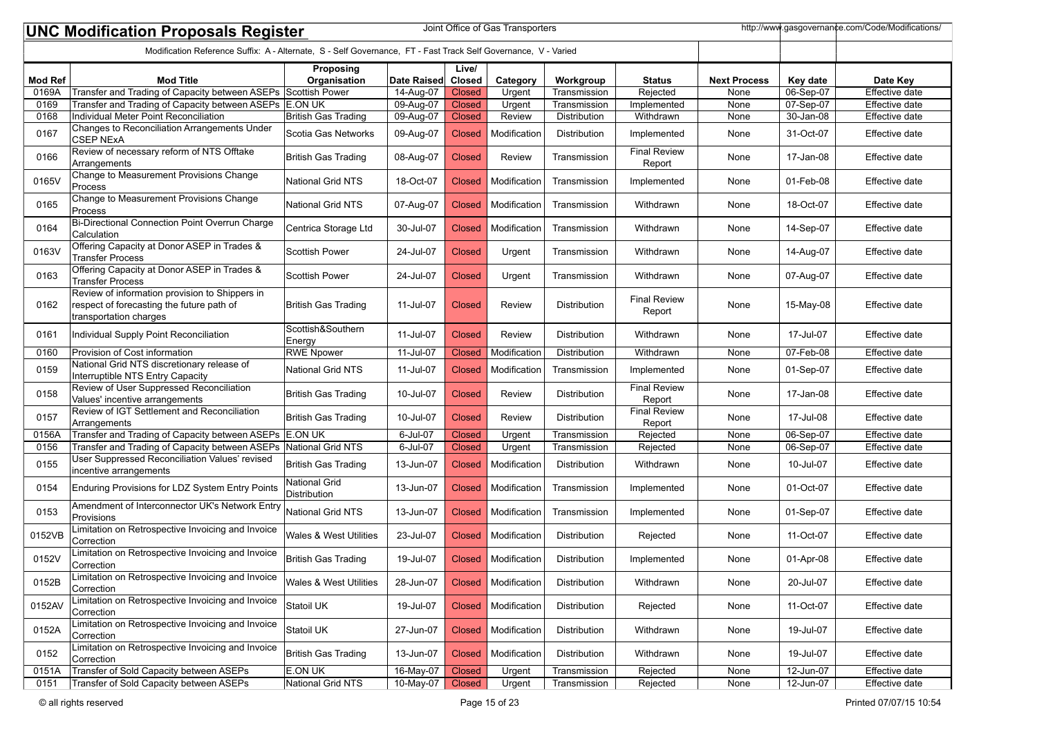# UNC Modification Proposals Register

Joint Office of Gas Transporters

http://www.gasgovernance.com/Code/Modifications/

Modification Reference Suffix: A - Alternate, S - Self Governance, FT - Fast Track Self Governance, V - Varied

| Mod Ref | Mod Title | Proposing Organisation | Date Raised | Live/ Closed | Category | Workgroup | Status | Next Process | Key date | Date Key |
|---|---|---|---|---|---|---|---|---|---|---|
| 0169A | Transfer and Trading of Capacity between ASEPs | Scottish Power | 14-Aug-07 | Closed | Urgent | Transmission | Rejected | None | 06-Sep-07 | Effective date |
| 0169 | Transfer and Trading of Capacity between ASEPs | E.ON UK | 09-Aug-07 | Closed | Urgent | Transmission | Implemented | None | 07-Sep-07 | Effective date |
| 0168 | Individual Meter Point Reconciliation | British Gas Trading | 09-Aug-07 | Closed | Review | Distribution | Withdrawn | None | 30-Jan-08 | Effective date |
| 0167 | Changes to Reconciliation Arrangements Under CSEP NExA | Scotia Gas Networks | 09-Aug-07 | Closed | Modification | Distribution | Implemented | None | 31-Oct-07 | Effective date |
| 0166 | Review of necessary reform of NTS Offtake Arrangements | British Gas Trading | 08-Aug-07 | Closed | Review | Transmission | Final Review Report | None | 17-Jan-08 | Effective date |
| 0165V | Change to Measurement Provisions Change Process | National Grid NTS | 18-Oct-07 | Closed | Modification | Transmission | Implemented | None | 01-Feb-08 | Effective date |
| 0165 | Change to Measurement Provisions Change Process | National Grid NTS | 07-Aug-07 | Closed | Modification | Transmission | Withdrawn | None | 18-Oct-07 | Effective date |
| 0164 | Bi-Directional Connection Point Overrun Charge Calculation | Centrica Storage Ltd | 30-Jul-07 | Closed | Modification | Transmission | Withdrawn | None | 14-Sep-07 | Effective date |
| 0163V | Offering Capacity at Donor ASEP in Trades & Transfer Process | Scottish Power | 24-Jul-07 | Closed | Urgent | Transmission | Withdrawn | None | 14-Aug-07 | Effective date |
| 0163 | Offering Capacity at Donor ASEP in Trades & Transfer Process | Scottish Power | 24-Jul-07 | Closed | Urgent | Transmission | Withdrawn | None | 07-Aug-07 | Effective date |
| 0162 | Review of information provision to Shippers in respect of forecasting the future path of transportation charges | British Gas Trading | 11-Jul-07 | Closed | Review | Distribution | Final Review Report | None | 15-May-08 | Effective date |
| 0161 | Individual Supply Point Reconciliation | Scottish&Southern Energy | 11-Jul-07 | Closed | Review | Distribution | Withdrawn | None | 17-Jul-07 | Effective date |
| 0160 | Provision of Cost information | RWE Npower | 11-Jul-07 | Closed | Modification | Distribution | Withdrawn | None | 07-Feb-08 | Effective date |
| 0159 | National Grid NTS discretionary release of Interruptible NTS Entry Capacity | National Grid NTS | 11-Jul-07 | Closed | Modification | Transmission | Implemented | None | 01-Sep-07 | Effective date |
| 0158 | Review of User Suppressed Reconciliation Values' incentive arrangements | British Gas Trading | 10-Jul-07 | Closed | Review | Distribution | Final Review Report | None | 17-Jan-08 | Effective date |
| 0157 | Review of IGT Settlement and Reconciliation Arrangements | British Gas Trading | 10-Jul-07 | Closed | Review | Distribution | Final Review Report | None | 17-Jul-08 | Effective date |
| 0156A | Transfer and Trading of Capacity between ASEPs | E.ON UK | 6-Jul-07 | Closed | Urgent | Transmission | Rejected | None | 06-Sep-07 | Effective date |
| 0156 | Transfer and Trading of Capacity between ASEPs | National Grid NTS | 6-Jul-07 | Closed | Urgent | Transmission | Rejected | None | 06-Sep-07 | Effective date |
| 0155 | User Suppressed Reconciliation Values' revised incentive arrangements | British Gas Trading | 13-Jun-07 | Closed | Modification | Distribution | Withdrawn | None | 10-Jul-07 | Effective date |
| 0154 | Enduring Provisions for LDZ System Entry Points | National Grid Distribution | 13-Jun-07 | Closed | Modification | Transmission | Implemented | None | 01-Oct-07 | Effective date |
| 0153 | Amendment of Interconnector UK's Network Entry Provisions | National Grid NTS | 13-Jun-07 | Closed | Modification | Transmission | Implemented | None | 01-Sep-07 | Effective date |
| 0152VB | Limitation on Retrospective Invoicing and Invoice Correction | Wales & West Utilities | 23-Jul-07 | Closed | Modification | Distribution | Rejected | None | 11-Oct-07 | Effective date |
| 0152V | Limitation on Retrospective Invoicing and Invoice Correction | British Gas Trading | 19-Jul-07 | Closed | Modification | Distribution | Implemented | None | 01-Apr-08 | Effective date |
| 0152B | Limitation on Retrospective Invoicing and Invoice Correction | Wales & West Utilities | 28-Jun-07 | Closed | Modification | Distribution | Withdrawn | None | 20-Jul-07 | Effective date |
| 0152AV | Limitation on Retrospective Invoicing and Invoice Correction | Statoil UK | 19-Jul-07 | Closed | Modification | Distribution | Rejected | None | 11-Oct-07 | Effective date |
| 0152A | Limitation on Retrospective Invoicing and Invoice Correction | Statoil UK | 27-Jun-07 | Closed | Modification | Distribution | Withdrawn | None | 19-Jul-07 | Effective date |
| 0152 | Limitation on Retrospective Invoicing and Invoice Correction | British Gas Trading | 13-Jun-07 | Closed | Modification | Distribution | Withdrawn | None | 19-Jul-07 | Effective date |
| 0151A | Transfer of Sold Capacity between ASEPs | E.ON UK | 16-May-07 | Closed | Urgent | Transmission | Rejected | None | 12-Jun-07 | Effective date |
| 0151 | Transfer of Sold Capacity between ASEPs | National Grid NTS | 10-May-07 | Closed | Urgent | Transmission | Rejected | None | 12-Jun-07 | Effective date |

© all rights reserved

Printed 07/07/15 10:54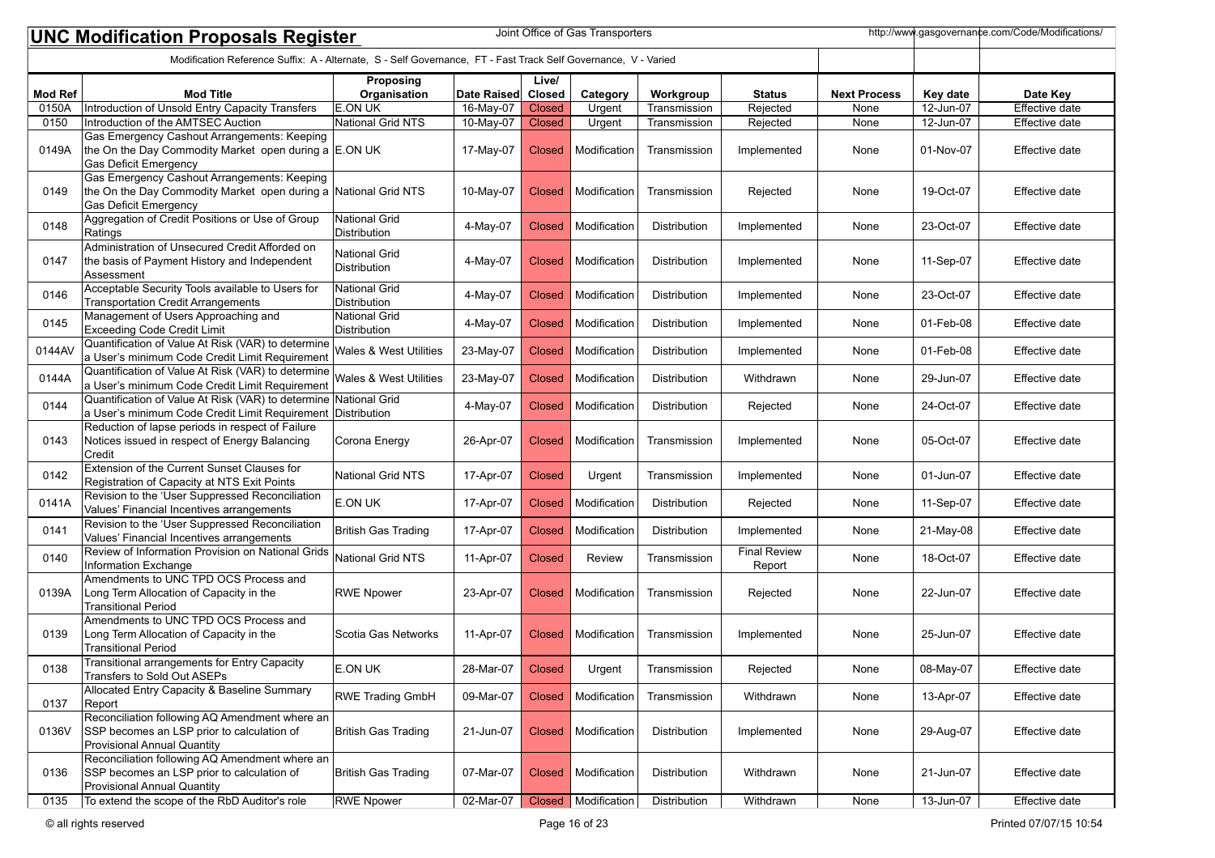# UNC Modification Proposals Register

Joint Office of Gas Transporters

http://www.gasgovernance.com/Code/Modifications/

Modification Reference Suffix: A - Alternate, S - Self Governance, FT - Fast Track Self Governance, V - Varied

| Mod Ref | Mod Title | Proposing Organisation | Date Raised | Live/ Closed | Category | Workgroup | Status | Next Process | Key date | Date Key |
|---|---|---|---|---|---|---|---|---|---|---|
| 0150A | Introduction of Unsold Entry Capacity Transfers | E.ON UK | 16-May-07 | Closed | Urgent | Transmission | Rejected | None | 12-Jun-07 | Effective date |
| 0150 | Introduction of the AMTSEC Auction | National Grid NTS | 10-May-07 | Closed | Urgent | Transmission | Rejected | None | 12-Jun-07 | Effective date |
| 0149A | Gas Emergency Cashout Arrangements: Keeping the On the Day Commodity Market open during a Gas Deficit Emergency | E.ON UK | 17-May-07 | Closed | Modification | Transmission | Implemented | None | 01-Nov-07 | Effective date |
| 0149 | Gas Emergency Cashout Arrangements: Keeping the On the Day Commodity Market open during a Gas Deficit Emergency | National Grid NTS | 10-May-07 | Closed | Modification | Transmission | Rejected | None | 19-Oct-07 | Effective date |
| 0148 | Aggregation of Credit Positions or Use of Group Ratings | National Grid Distribution | 4-May-07 | Closed | Modification | Distribution | Implemented | None | 23-Oct-07 | Effective date |
| 0147 | Administration of Unsecured Credit Afforded on the basis of Payment History and Independent Assessment | National Grid Distribution | 4-May-07 | Closed | Modification | Distribution | Implemented | None | 11-Sep-07 | Effective date |
| 0146 | Acceptable Security Tools available to Users for Transportation Credit Arrangements | National Grid Distribution | 4-May-07 | Closed | Modification | Distribution | Implemented | None | 23-Oct-07 | Effective date |
| 0145 | Management of Users Approaching and Exceeding Code Credit Limit | National Grid Distribution | 4-May-07 | Closed | Modification | Distribution | Implemented | None | 01-Feb-08 | Effective date |
| 0144AV | Quantification of Value At Risk (VAR) to determine a User's minimum Code Credit Limit Requirement | Wales & West Utilities | 23-May-07 | Closed | Modification | Distribution | Implemented | None | 01-Feb-08 | Effective date |
| 0144A | Quantification of Value At Risk (VAR) to determine a User's minimum Code Credit Limit Requirement | Wales & West Utilities | 23-May-07 | Closed | Modification | Distribution | Withdrawn | None | 29-Jun-07 | Effective date |
| 0144 | Quantification of Value At Risk (VAR) to determine a User's minimum Code Credit Limit Requirement | National Grid Distribution | 4-May-07 | Closed | Modification | Distribution | Rejected | None | 24-Oct-07 | Effective date |
| 0143 | Reduction of lapse periods in respect of Failure Notices issued in respect of Energy Balancing Credit | Corona Energy | 26-Apr-07 | Closed | Modification | Transmission | Implemented | None | 05-Oct-07 | Effective date |
| 0142 | Extension of the Current Sunset Clauses for Registration of Capacity at NTS Exit Points | National Grid NTS | 17-Apr-07 | Closed | Urgent | Transmission | Implemented | None | 01-Jun-07 | Effective date |
| 0141A | Revision to the 'User Suppressed Reconciliation Values' Financial Incentives arrangements | E.ON UK | 17-Apr-07 | Closed | Modification | Distribution | Rejected | None | 11-Sep-07 | Effective date |
| 0141 | Revision to the 'User Suppressed Reconciliation Values' Financial Incentives arrangements | British Gas Trading | 17-Apr-07 | Closed | Modification | Distribution | Implemented | None | 21-May-08 | Effective date |
| 0140 | Review of Information Provision on National Grids Information Exchange | National Grid NTS | 11-Apr-07 | Closed | Review | Transmission | Final Review Report | None | 18-Oct-07 | Effective date |
| 0139A | Amendments to UNC TPD OCS Process and Long Term Allocation of Capacity in the Transitional Period | RWE Npower | 23-Apr-07 | Closed | Modification | Transmission | Rejected | None | 22-Jun-07 | Effective date |
| 0139 | Amendments to UNC TPD OCS Process and Long Term Allocation of Capacity in the Transitional Period | Scotia Gas Networks | 11-Apr-07 | Closed | Modification | Transmission | Implemented | None | 25-Jun-07 | Effective date |
| 0138 | Transitional arrangements for Entry Capacity Transfers to Sold Out ASEPs | E.ON UK | 28-Mar-07 | Closed | Urgent | Transmission | Rejected | None | 08-May-07 | Effective date |
| 0137 | Allocated Entry Capacity & Baseline Summary Report | RWE Trading GmbH | 09-Mar-07 | Closed | Modification | Transmission | Withdrawn | None | 13-Apr-07 | Effective date |
| 0136V | Reconciliation following AQ Amendment where an SSP becomes an LSP prior to calculation of Provisional Annual Quantity | British Gas Trading | 21-Jun-07 | Closed | Modification | Distribution | Implemented | None | 29-Aug-07 | Effective date |
| 0136 | Reconciliation following AQ Amendment where an SSP becomes an LSP prior to calculation of Provisional Annual Quantity | British Gas Trading | 07-Mar-07 | Closed | Modification | Distribution | Withdrawn | None | 21-Jun-07 | Effective date |
| 0135 | To extend the scope of the RbD Auditor's role | RWE Npower | 02-Mar-07 | Closed | Modification | Distribution | Withdrawn | None | 13-Jun-07 | Effective date |

© all rights reserved

Printed 07/07/15 10:54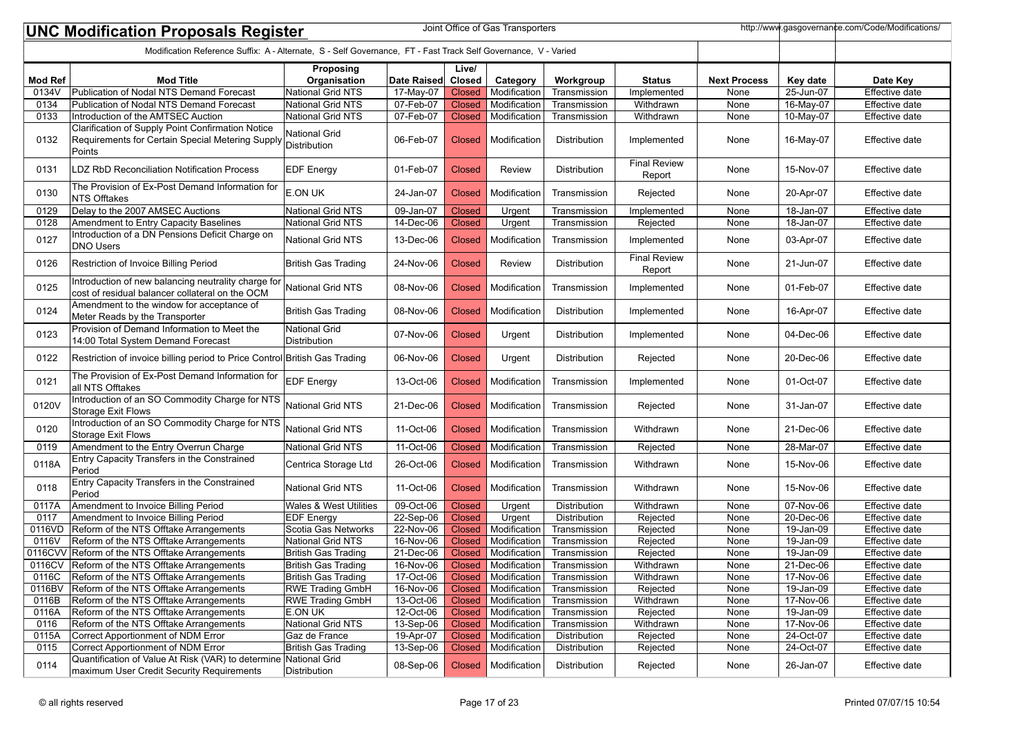# UNC Modification Proposals Register

Joint Office of Gas Transporters

http://www.gasgovernance.com/Code/Modifications/

Modification Reference Suffix: A - Alternate, S - Self Governance, FT - Fast Track Self Governance, V - Varied

| Mod Ref | Mod Title | Proposing Organisation | Date Raised | Live/ Closed | Category | Workgroup | Status | Next Process | Key date | Date Key |
|---|---|---|---|---|---|---|---|---|---|---|
| 0134V | Publication of Nodal NTS Demand Forecast | National Grid NTS | 17-May-07 | Closed | Modification | Transmission | Implemented | None | 25-Jun-07 | Effective date |
| 0134 | Publication of Nodal NTS Demand Forecast | National Grid NTS | 07-Feb-07 | Closed | Modification | Transmission | Withdrawn | None | 16-May-07 | Effective date |
| 0133 | Introduction of the AMTSEC Auction | National Grid NTS | 07-Feb-07 | Closed | Modification | Transmission | Withdrawn | None | 10-May-07 | Effective date |
| 0132 | Clarification of Supply Point Confirmation Notice Requirements for Certain Special Metering Supply Points | National Grid Distribution | 06-Feb-07 | Closed | Modification | Distribution | Implemented | None | 16-May-07 | Effective date |
| 0131 | LDZ RbD Reconciliation Notification Process | EDF Energy | 01-Feb-07 | Closed | Review | Distribution | Final Review Report | None | 15-Nov-07 | Effective date |
| 0130 | The Provision of Ex-Post Demand Information for NTS Offtakes | E.ON UK | 24-Jan-07 | Closed | Modification | Transmission | Rejected | None | 20-Apr-07 | Effective date |
| 0129 | Delay to the 2007 AMSEC Auctions | National Grid NTS | 09-Jan-07 | Closed | Urgent | Transmission | Implemented | None | 18-Jan-07 | Effective date |
| 0128 | Amendment to Entry Capacity Baselines | National Grid NTS | 14-Dec-06 | Closed | Urgent | Transmission | Rejected | None | 18-Jan-07 | Effective date |
| 0127 | Introduction of a DN Pensions Deficit Charge on DNO Users | National Grid NTS | 13-Dec-06 | Closed | Modification | Transmission | Implemented | None | 03-Apr-07 | Effective date |
| 0126 | Restriction of Invoice Billing Period | British Gas Trading | 24-Nov-06 | Closed | Review | Distribution | Final Review Report | None | 21-Jun-07 | Effective date |
| 0125 | Introduction of new balancing neutrality charge for cost of residual balancer collateral on the OCM | National Grid NTS | 08-Nov-06 | Closed | Modification | Transmission | Implemented | None | 01-Feb-07 | Effective date |
| 0124 | Amendment to the window for acceptance of Meter Reads by the Transporter | British Gas Trading | 08-Nov-06 | Closed | Modification | Distribution | Implemented | None | 16-Apr-07 | Effective date |
| 0123 | Provision of Demand Information to Meet the 14:00 Total System Demand Forecast | National Grid Distribution | 07-Nov-06 | Closed | Urgent | Distribution | Implemented | None | 04-Dec-06 | Effective date |
| 0122 | Restriction of invoice billing period to Price Control | British Gas Trading | 06-Nov-06 | Closed | Urgent | Distribution | Rejected | None | 20-Dec-06 | Effective date |
| 0121 | The Provision of Ex-Post Demand Information for all NTS Offtakes | EDF Energy | 13-Oct-06 | Closed | Modification | Transmission | Implemented | None | 01-Oct-07 | Effective date |
| 0120V | Introduction of an SO Commodity Charge for NTS Storage Exit Flows | National Grid NTS | 21-Dec-06 | Closed | Modification | Transmission | Rejected | None | 31-Jan-07 | Effective date |
| 0120 | Introduction of an SO Commodity Charge for NTS Storage Exit Flows | National Grid NTS | 11-Oct-06 | Closed | Modification | Transmission | Withdrawn | None | 21-Dec-06 | Effective date |
| 0119 | Amendment to the Entry Overrun Charge | National Grid NTS | 11-Oct-06 | Closed | Modification | Transmission | Rejected | None | 28-Mar-07 | Effective date |
| 0118A | Entry Capacity Transfers in the Constrained Period | Centrica Storage Ltd | 26-Oct-06 | Closed | Modification | Transmission | Withdrawn | None | 15-Nov-06 | Effective date |
| 0118 | Entry Capacity Transfers in the Constrained Period | National Grid NTS | 11-Oct-06 | Closed | Modification | Transmission | Withdrawn | None | 15-Nov-06 | Effective date |
| 0117A | Amendment to Invoice Billing Period | Wales & West Utilities | 09-Oct-06 | Closed | Urgent | Distribution | Withdrawn | None | 07-Nov-06 | Effective date |
| 0117 | Amendment to Invoice Billing Period | EDF Energy | 22-Sep-06 | Closed | Urgent | Distribution | Rejected | None | 20-Dec-06 | Effective date |
| 0116VD | Reform of the NTS Offtake Arrangements | Scotia Gas Networks | 22-Nov-06 | Closed | Modification | Transmission | Rejected | None | 19-Jan-09 | Effective date |
| 0116V | Reform of the NTS Offtake Arrangements | National Grid NTS | 16-Nov-06 | Closed | Modification | Transmission | Rejected | None | 19-Jan-09 | Effective date |
| 0116CVV | Reform of the NTS Offtake Arrangements | British Gas Trading | 21-Dec-06 | Closed | Modification | Transmission | Rejected | None | 19-Jan-09 | Effective date |
| 0116CV | Reform of the NTS Offtake Arrangements | British Gas Trading | 16-Nov-06 | Closed | Modification | Transmission | Withdrawn | None | 21-Dec-06 | Effective date |
| 0116C | Reform of the NTS Offtake Arrangements | British Gas Trading | 17-Oct-06 | Closed | Modification | Transmission | Withdrawn | None | 17-Nov-06 | Effective date |
| 0116BV | Reform of the NTS Offtake Arrangements | RWE Trading GmbH | 16-Nov-06 | Closed | Modification | Transmission | Rejected | None | 19-Jan-09 | Effective date |
| 0116B | Reform of the NTS Offtake Arrangements | RWE Trading GmbH | 13-Oct-06 | Closed | Modification | Transmission | Withdrawn | None | 17-Nov-06 | Effective date |
| 0116A | Reform of the NTS Offtake Arrangements | E.ON UK | 12-Oct-06 | Closed | Modification | Transmission | Rejected | None | 19-Jan-09 | Effective date |
| 0116 | Reform of the NTS Offtake Arrangements | National Grid NTS | 13-Sep-06 | Closed | Modification | Transmission | Withdrawn | None | 17-Nov-06 | Effective date |
| 0115A | Correct Apportionment of NDM Error | Gaz de France | 19-Apr-07 | Closed | Modification | Distribution | Rejected | None | 24-Oct-07 | Effective date |
| 0115 | Correct Apportionment of NDM Error | British Gas Trading | 13-Sep-06 | Closed | Modification | Distribution | Rejected | None | 24-Oct-07 | Effective date |
| 0114 | Quantification of Value At Risk (VAR) to determine maximum User Credit Security Requirements | National Grid Distribution | 08-Sep-06 | Closed | Modification | Distribution | Rejected | None | 26-Jan-07 | Effective date |

© all rights reserved

Printed 07/07/15 10:54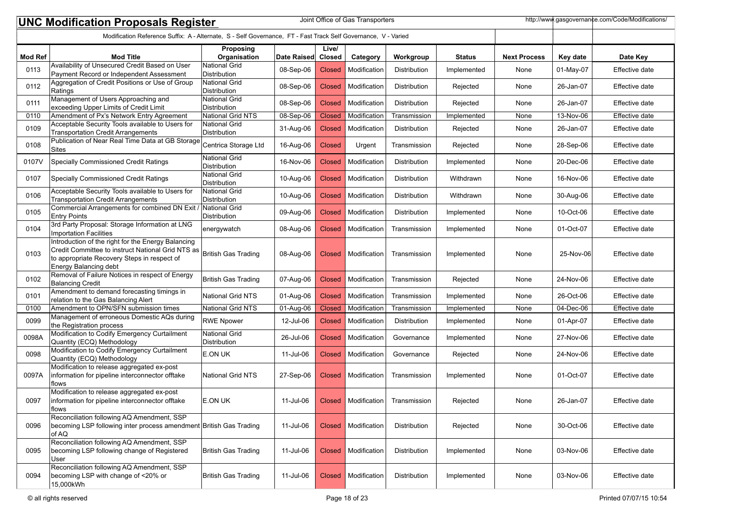## UNC Modification Proposals Register

Joint Office of Gas Transporters

http://www.gasgovernance.com/Code/Modifications/

Modification Reference Suffix: A - Alternate, S - Self Governance, FT - Fast Track Self Governance, V - Varied

| Mod Ref | Mod Title | Proposing Organisation | Date Raised | Live/ Closed | Category | Workgroup | Status | Next Process | Key date | Date Key |
|---|---|---|---|---|---|---|---|---|---|---|
| 0113 | Availability of Unsecured Credit Based on User Payment Record or Independent Assessment | National Grid Distribution | 08-Sep-06 | Closed | Modification | Distribution | Implemented | None | 01-May-07 | Effective date |
| 0112 | Aggregation of Credit Positions or Use of Group Ratings | National Grid Distribution | 08-Sep-06 | Closed | Modification | Distribution | Rejected | None | 26-Jan-07 | Effective date |
| 0111 | Management of Users Approaching and exceeding Upper Limits of Credit Limit | National Grid Distribution | 08-Sep-06 | Closed | Modification | Distribution | Rejected | None | 26-Jan-07 | Effective date |
| 0110 | Amendment of Px's Network Entry Agreement | National Grid NTS | 08-Sep-06 | Closed | Modification | Transmission | Implemented | None | 13-Nov-06 | Effective date |
| 0109 | Acceptable Security Tools available to Users for Transportation Credit Arrangements | National Grid Distribution | 31-Aug-06 | Closed | Modification | Distribution | Rejected | None | 26-Jan-07 | Effective date |
| 0108 | Publication of Near Real Time Data at GB Storage Sites | Centrica Storage Ltd | 16-Aug-06 | Closed | Urgent | Transmission | Rejected | None | 28-Sep-06 | Effective date |
| 0107V | Specially Commissioned Credit Ratings | National Grid Distribution | 16-Nov-06 | Closed | Modification | Distribution | Implemented | None | 20-Dec-06 | Effective date |
| 0107 | Specially Commissioned Credit Ratings | National Grid Distribution | 10-Aug-06 | Closed | Modification | Distribution | Withdrawn | None | 16-Nov-06 | Effective date |
| 0106 | Acceptable Security Tools available to Users for Transportation Credit Arrangements | National Grid Distribution | 10-Aug-06 | Closed | Modification | Distribution | Withdrawn | None | 30-Aug-06 | Effective date |
| 0105 | Commercial Arrangements for combined DN Exit / Entry Points | National Grid Distribution | 09-Aug-06 | Closed | Modification | Distribution | Implemented | None | 10-Oct-06 | Effective date |
| 0104 | 3rd Party Proposal: Storage Information at LNG Importation Facilities | energywatch | 08-Aug-06 | Closed | Modification | Transmission | Implemented | None | 01-Oct-07 | Effective date |
| 0103 | Introduction of the right for the Energy Balancing Credit Committee to instruct National Grid NTS as to appropriate Recovery Steps in respect of Energy Balancing debt | British Gas Trading | 08-Aug-06 | Closed | Modification | Transmission | Implemented | None | 25-Nov-06 | Effective date |
| 0102 | Removal of Failure Notices in respect of Energy Balancing Credit | British Gas Trading | 07-Aug-06 | Closed | Modification | Transmission | Rejected | None | 24-Nov-06 | Effective date |
| 0101 | Amendment to demand forecasting timings in relation to the Gas Balancing Alert | National Grid NTS | 01-Aug-06 | Closed | Modification | Transmission | Implemented | None | 26-Oct-06 | Effective date |
| 0100 | Amendment to OPN/SFN submission times | National Grid NTS | 01-Aug-06 | Closed | Modification | Transmission | Implemented | None | 04-Dec-06 | Effective date |
| 0099 | Management of erroneous Domestic AQs during the Registration process | RWE Npower | 12-Jul-06 | Closed | Modification | Distribution | Implemented | None | 01-Apr-07 | Effective date |
| 0098A | Modification to Codify Emergency Curtailment Quantity (ECQ) Methodology | National Grid Distribution | 26-Jul-06 | Closed | Modification | Governance | Implemented | None | 27-Nov-06 | Effective date |
| 0098 | Modification to Codify Emergency Curtailment Quantity (ECQ) Methodology | E.ON UK | 11-Jul-06 | Closed | Modification | Governance | Rejected | None | 24-Nov-06 | Effective date |
| 0097A | Modification to release aggregated ex-post information for pipeline interconnector offtake flows | National Grid NTS | 27-Sep-06 | Closed | Modification | Transmission | Implemented | None | 01-Oct-07 | Effective date |
| 0097 | Modification to release aggregated ex-post information for pipeline interconnector offtake flows | E.ON UK | 11-Jul-06 | Closed | Modification | Transmission | Rejected | None | 26-Jan-07 | Effective date |
| 0096 | Reconciliation following AQ Amendment, SSP becoming LSP following inter process amendment of AQ | British Gas Trading | 11-Jul-06 | Closed | Modification | Distribution | Rejected | None | 30-Oct-06 | Effective date |
| 0095 | Reconciliation following AQ Amendment, SSP becoming LSP following change of Registered User | British Gas Trading | 11-Jul-06 | Closed | Modification | Distribution | Implemented | None | 03-Nov-06 | Effective date |
| 0094 | Reconciliation following AQ Amendment, SSP becoming LSP with change of <20% or 15,000kWh | British Gas Trading | 11-Jul-06 | Closed | Modification | Distribution | Implemented | None | 03-Nov-06 | Effective date |

© all rights reserved

Printed 07/07/15 10:54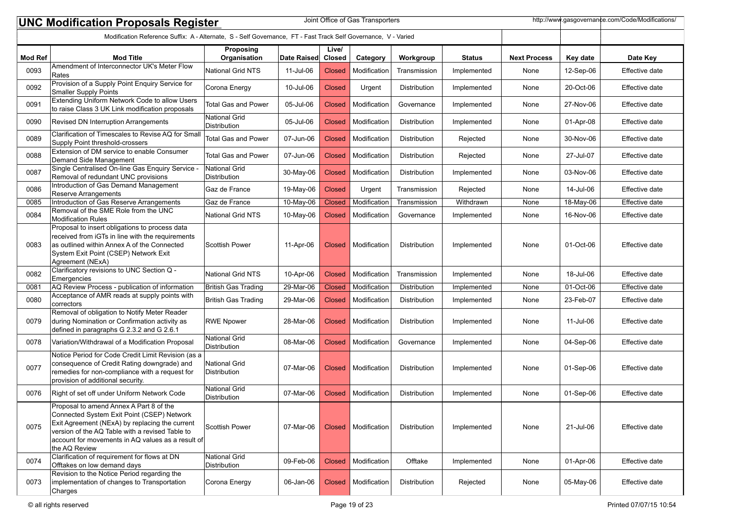# UNC Modification Proposals Register

Joint Office of Gas Transporters

http://www.gasgovernance.com/Code/Modifications/

Modification Reference Suffix: A - Alternate, S - Self Governance, FT - Fast Track Self Governance, V - Varied

| Mod Ref | Mod Title | Proposing Organisation | Date Raised | Live/ Closed | Category | Workgroup | Status | Next Process | Key date | Date Key |
|---|---|---|---|---|---|---|---|---|---|---|
| 0093 | Amendment of Interconnector UK's Meter Flow Rates | National Grid NTS | 11-Jul-06 | Closed | Modification | Transmission | Implemented | None | 12-Sep-06 | Effective date |
| 0092 | Provision of a Supply Point Enquiry Service for Smaller Supply Points | Corona Energy | 10-Jul-06 | Closed | Urgent | Distribution | Implemented | None | 20-Oct-06 | Effective date |
| 0091 | Extending Uniform Network Code to allow Users to raise Class 3 UK Link modification proposals | Total Gas and Power | 05-Jul-06 | Closed | Modification | Governance | Implemented | None | 27-Nov-06 | Effective date |
| 0090 | Revised DN Interruption Arrangements | National Grid Distribution | 05-Jul-06 | Closed | Modification | Distribution | Implemented | None | 01-Apr-08 | Effective date |
| 0089 | Clarification of Timescales to Revise AQ for Small Supply Point threshold-crossers | Total Gas and Power | 07-Jun-06 | Closed | Modification | Distribution | Rejected | None | 30-Nov-06 | Effective date |
| 0088 | Extension of DM service to enable Consumer Demand Side Management | Total Gas and Power | 07-Jun-06 | Closed | Modification | Distribution | Rejected | None | 27-Jul-07 | Effective date |
| 0087 | Single Centralised On-line Gas Enquiry Service - Removal of redundant UNC provisions | National Grid Distribution | 30-May-06 | Closed | Modification | Distribution | Implemented | None | 03-Nov-06 | Effective date |
| 0086 | Introduction of Gas Demand Management Reserve Arrangements | Gaz de France | 19-May-06 | Closed | Urgent | Transmission | Rejected | None | 14-Jul-06 | Effective date |
| 0085 | Introduction of Gas Reserve Arrangements | Gaz de France | 10-May-06 | Closed | Modification | Transmission | Withdrawn | None | 18-May-06 | Effective date |
| 0084 | Removal of the SME Role from the UNC Modification Rules | National Grid NTS | 10-May-06 | Closed | Modification | Governance | Implemented | None | 16-Nov-06 | Effective date |
| 0083 | Proposal to insert obligations to process data received from iGTs in line with the requirements as outlined within Annex A of the Connected System Exit Point (CSEP) Network Exit Agreement (NExA) | Scottish Power | 11-Apr-06 | Closed | Modification | Distribution | Implemented | None | 01-Oct-06 | Effective date |
| 0082 | Clarificatory revisions to UNC Section Q - Emergencies | National Grid NTS | 10-Apr-06 | Closed | Modification | Transmission | Implemented | None | 18-Jul-06 | Effective date |
| 0081 | AQ Review Process - publication of information | British Gas Trading | 29-Mar-06 | Closed | Modification | Distribution | Implemented | None | 01-Oct-06 | Effective date |
| 0080 | Acceptance of AMR reads at supply points with correctors | British Gas Trading | 29-Mar-06 | Closed | Modification | Distribution | Implemented | None | 23-Feb-07 | Effective date |
| 0079 | Removal of obligation to Notify Meter Reader during Nomination or Confirmation activity as defined in paragraphs G 2.3.2 and G 2.6.1 | RWE Npower | 28-Mar-06 | Closed | Modification | Distribution | Implemented | None | 11-Jul-06 | Effective date |
| 0078 | Variation/Withdrawal of a Modification Proposal | National Grid Distribution | 08-Mar-06 | Closed | Modification | Governance | Implemented | None | 04-Sep-06 | Effective date |
| 0077 | Notice Period for Code Credit Limit Revision (as a consequence of Credit Rating downgrade) and remedies for non-compliance with a request for provision of additional security. | National Grid Distribution | 07-Mar-06 | Closed | Modification | Distribution | Implemented | None | 01-Sep-06 | Effective date |
| 0076 | Right of set off under Uniform Network Code | National Grid Distribution | 07-Mar-06 | Closed | Modification | Distribution | Implemented | None | 01-Sep-06 | Effective date |
| 0075 | Proposal to amend Annex A Part 8 of the Connected System Exit Point (CSEP) Network Exit Agreement (NExA) by replacing the current version of the AQ Table with a revised Table to account for movements in AQ values as a result of the AQ Review | Scottish Power | 07-Mar-06 | Closed | Modification | Distribution | Implemented | None | 21-Jul-06 | Effective date |
| 0074 | Clarification of requirement for flows at DN Offtakes on low demand days | National Grid Distribution | 09-Feb-06 | Closed | Modification | Offtake | Implemented | None | 01-Apr-06 | Effective date |
| 0073 | Revision to the Notice Period regarding the implementation of changes to Transportation Charges | Corona Energy | 06-Jan-06 | Closed | Modification | Distribution | Rejected | None | 05-May-06 | Effective date |

© all rights reserved

Printed 07/07/15 10:54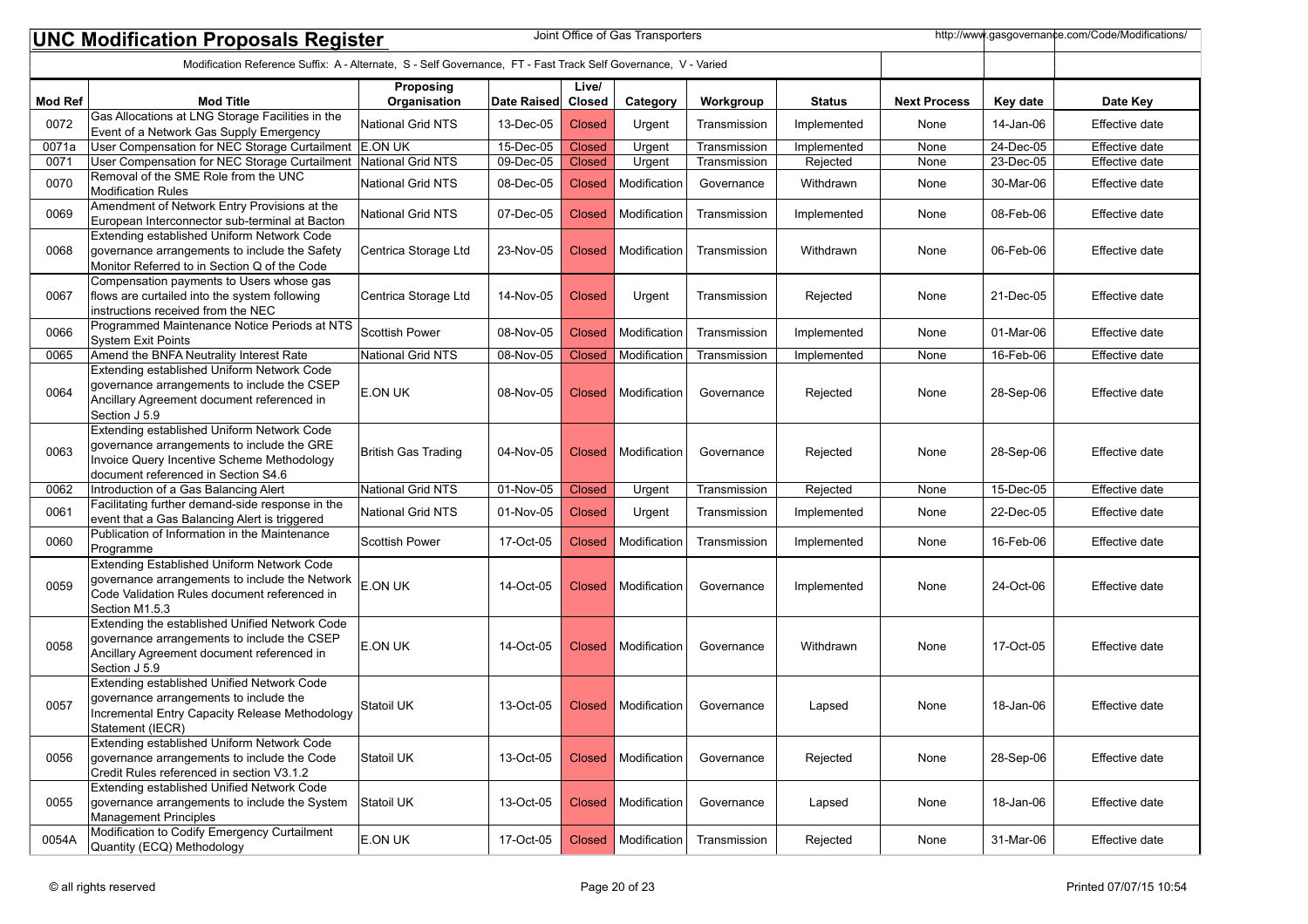# UNC Modification Proposals Register

Joint Office of Gas Transporters

http://www.gasgovernance.com/Code/Modifications/

Modification Reference Suffix: A - Alternate, S - Self Governance, FT - Fast Track Self Governance, V - Varied

| Mod Ref | Mod Title | Proposing Organisation | Date Raised | Live/ Closed | Category | Workgroup | Status | Next Process | Key date | Date Key |
|---|---|---|---|---|---|---|---|---|---|---|
| 0072 | Gas Allocations at LNG Storage Facilities in the Event of a Network Gas Supply Emergency | National Grid NTS | 13-Dec-05 | Closed | Urgent | Transmission | Implemented | None | 14-Jan-06 | Effective date |
| 0071a | User Compensation for NEC Storage Curtailment | E.ON UK | 15-Dec-05 | Closed | Urgent | Transmission | Implemented | None | 24-Dec-05 | Effective date |
| 0071 | User Compensation for NEC Storage Curtailment | National Grid NTS | 09-Dec-05 | Closed | Urgent | Transmission | Rejected | None | 23-Dec-05 | Effective date |
| 0070 | Removal of the SME Role from the UNC Modification Rules | National Grid NTS | 08-Dec-05 | Closed | Modification | Governance | Withdrawn | None | 30-Mar-06 | Effective date |
| 0069 | Amendment of Network Entry Provisions at the European Interconnector sub-terminal at Bacton | National Grid NTS | 07-Dec-05 | Closed | Modification | Transmission | Implemented | None | 08-Feb-06 | Effective date |
| 0068 | Extending established Uniform Network Code governance arrangements to include the Safety Monitor Referred to in Section Q of the Code | Centrica Storage Ltd | 23-Nov-05 | Closed | Modification | Transmission | Withdrawn | None | 06-Feb-06 | Effective date |
| 0067 | Compensation payments to Users whose gas flows are curtailed into the system following instructions received from the NEC | Centrica Storage Ltd | 14-Nov-05 | Closed | Urgent | Transmission | Rejected | None | 21-Dec-05 | Effective date |
| 0066 | Programmed Maintenance Notice Periods at NTS System Exit Points | Scottish Power | 08-Nov-05 | Closed | Modification | Transmission | Implemented | None | 01-Mar-06 | Effective date |
| 0065 | Amend the BNFA Neutrality Interest Rate | National Grid NTS | 08-Nov-05 | Closed | Modification | Transmission | Implemented | None | 16-Feb-06 | Effective date |
| 0064 | Extending established Uniform Network Code governance arrangements to include the CSEP Ancillary Agreement document referenced in Section J 5.9 | E.ON UK | 08-Nov-05 | Closed | Modification | Governance | Rejected | None | 28-Sep-06 | Effective date |
| 0063 | Extending established Uniform Network Code governance arrangements to include the GRE Invoice Query Incentive Scheme Methodology document referenced in Section S4.6 | British Gas Trading | 04-Nov-05 | Closed | Modification | Governance | Rejected | None | 28-Sep-06 | Effective date |
| 0062 | Introduction of a Gas Balancing Alert | National Grid NTS | 01-Nov-05 | Closed | Urgent | Transmission | Rejected | None | 15-Dec-05 | Effective date |
| 0061 | Facilitating further demand-side response in the event that a Gas Balancing Alert is triggered | National Grid NTS | 01-Nov-05 | Closed | Urgent | Transmission | Implemented | None | 22-Dec-05 | Effective date |
| 0060 | Publication of Information in the Maintenance Programme | Scottish Power | 17-Oct-05 | Closed | Modification | Transmission | Implemented | None | 16-Feb-06 | Effective date |
| 0059 | Extending Established Uniform Network Code governance arrangements to include the Network Code Validation Rules document referenced in Section M1.5.3 | E.ON UK | 14-Oct-05 | Closed | Modification | Governance | Implemented | None | 24-Oct-06 | Effective date |
| 0058 | Extending the established Unified Network Code governance arrangements to include the CSEP Ancillary Agreement document referenced in Section J 5.9 | E.ON UK | 14-Oct-05 | Closed | Modification | Governance | Withdrawn | None | 17-Oct-05 | Effective date |
| 0057 | Extending established Unified Network Code governance arrangements to include the Incremental Entry Capacity Release Methodology Statement (IECR) | Statoil UK | 13-Oct-05 | Closed | Modification | Governance | Lapsed | None | 18-Jan-06 | Effective date |
| 0056 | Extending established Uniform Network Code governance arrangements to include the Code Credit Rules referenced in section V3.1.2 | Statoil UK | 13-Oct-05 | Closed | Modification | Governance | Rejected | None | 28-Sep-06 | Effective date |
| 0055 | Extending established Unified Network Code governance arrangements to include the System Management Principles | Statoil UK | 13-Oct-05 | Closed | Modification | Governance | Lapsed | None | 18-Jan-06 | Effective date |
| 0054A | Modification to Codify Emergency Curtailment Quantity (ECQ) Methodology | E.ON UK | 17-Oct-05 | Closed | Modification | Transmission | Rejected | None | 31-Mar-06 | Effective date |

© all rights reserved

Printed 07/07/15 10:54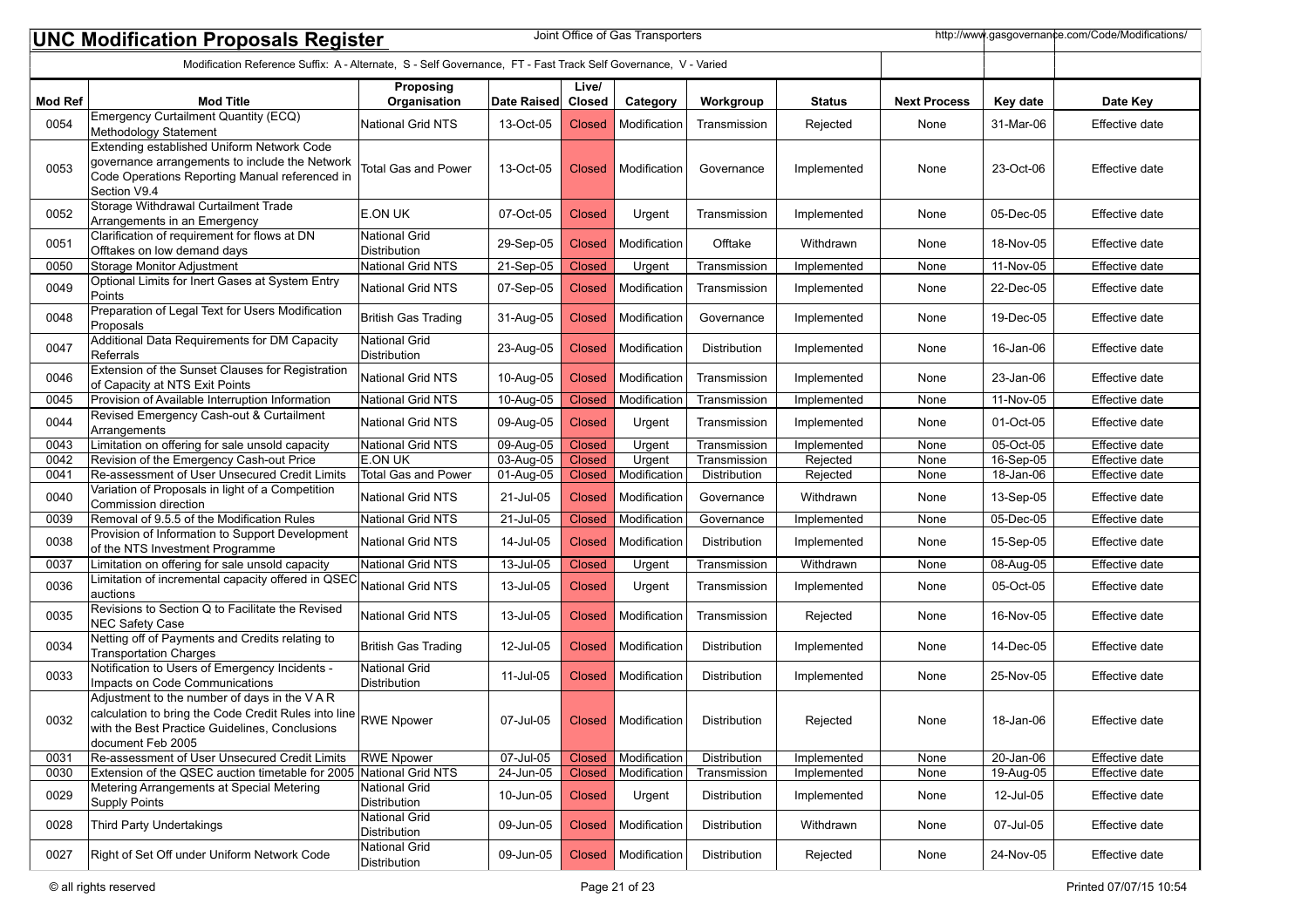# UNC Modification Proposals Register

Joint Office of Gas Transporters

http://www.gasgovernance.com/Code/Modifications/

Modification Reference Suffix: A - Alternate, S - Self Governance, FT - Fast Track Self Governance, V - Varied

| Mod Ref | Mod Title | Proposing Organisation | Date Raised | Live/ Closed | Category | Workgroup | Status | Next Process | Key date | Date Key |
|---|---|---|---|---|---|---|---|---|---|---|
| 0054 | Emergency Curtailment Quantity (ECQ) Methodology Statement | National Grid NTS | 13-Oct-05 | Closed | Modification | Transmission | Rejected | None | 31-Mar-06 | Effective date |
| 0053 | Extending established Uniform Network Code governance arrangements to include the Network Code Operations Reporting Manual referenced in Section V9.4 | Total Gas and Power | 13-Oct-05 | Closed | Modification | Governance | Implemented | None | 23-Oct-06 | Effective date |
| 0052 | Storage Withdrawal Curtailment Trade Arrangements in an Emergency | E.ON UK | 07-Oct-05 | Closed | Urgent | Transmission | Implemented | None | 05-Dec-05 | Effective date |
| 0051 | Clarification of requirement for flows at DN Offtakes on low demand days | National Grid Distribution | 29-Sep-05 | Closed | Modification | Offtake | Withdrawn | None | 18-Nov-05 | Effective date |
| 0050 | Storage Monitor Adjustment | National Grid NTS | 21-Sep-05 | Closed | Urgent | Transmission | Implemented | None | 11-Nov-05 | Effective date |
| 0049 | Optional Limits for Inert Gases at System Entry Points | National Grid NTS | 07-Sep-05 | Closed | Modification | Transmission | Implemented | None | 22-Dec-05 | Effective date |
| 0048 | Preparation of Legal Text for Users Modification Proposals | British Gas Trading | 31-Aug-05 | Closed | Modification | Governance | Implemented | None | 19-Dec-05 | Effective date |
| 0047 | Additional Data Requirements for DM Capacity Referrals | National Grid Distribution | 23-Aug-05 | Closed | Modification | Distribution | Implemented | None | 16-Jan-06 | Effective date |
| 0046 | Extension of the Sunset Clauses for Registration of Capacity at NTS Exit Points | National Grid NTS | 10-Aug-05 | Closed | Modification | Transmission | Implemented | None | 23-Jan-06 | Effective date |
| 0045 | Provision of Available Interruption Information | National Grid NTS | 10-Aug-05 | Closed | Modification | Transmission | Implemented | None | 11-Nov-05 | Effective date |
| 0044 | Revised Emergency Cash-out & Curtailment Arrangements | National Grid NTS | 09-Aug-05 | Closed | Urgent | Transmission | Implemented | None | 01-Oct-05 | Effective date |
| 0043 | Limitation on offering for sale unsold capacity | National Grid NTS | 09-Aug-05 | Closed | Urgent | Transmission | Implemented | None | 05-Oct-05 | Effective date |
| 0042 | Revision of the Emergency Cash-out Price | E.ON UK | 03-Aug-05 | Closed | Urgent | Transmission | Rejected | None | 16-Sep-05 | Effective date |
| 0041 | Re-assessment of User Unsecured Credit Limits | Total Gas and Power | 01-Aug-05 | Closed | Modification | Distribution | Rejected | None | 18-Jan-06 | Effective date |
| 0040 | Variation of Proposals in light of a Competition Commission direction | National Grid NTS | 21-Jul-05 | Closed | Modification | Governance | Withdrawn | None | 13-Sep-05 | Effective date |
| 0039 | Removal of 9.5.5 of the Modification Rules | National Grid NTS | 21-Jul-05 | Closed | Modification | Governance | Implemented | None | 05-Dec-05 | Effective date |
| 0038 | Provision of Information to Support Development of the NTS Investment Programme | National Grid NTS | 14-Jul-05 | Closed | Modification | Distribution | Implemented | None | 15-Sep-05 | Effective date |
| 0037 | Limitation on offering for sale unsold capacity | National Grid NTS | 13-Jul-05 | Closed | Urgent | Transmission | Withdrawn | None | 08-Aug-05 | Effective date |
| 0036 | Limitation of incremental capacity offered in QSEC auctions | National Grid NTS | 13-Jul-05 | Closed | Urgent | Transmission | Implemented | None | 05-Oct-05 | Effective date |
| 0035 | Revisions to Section Q to Facilitate the Revised NEC Safety Case | National Grid NTS | 13-Jul-05 | Closed | Modification | Transmission | Rejected | None | 16-Nov-05 | Effective date |
| 0034 | Netting off of Payments and Credits relating to Transportation Charges | British Gas Trading | 12-Jul-05 | Closed | Modification | Distribution | Implemented | None | 14-Dec-05 | Effective date |
| 0033 | Notification to Users of Emergency Incidents - Impacts on Code Communications | National Grid Distribution | 11-Jul-05 | Closed | Modification | Distribution | Implemented | None | 25-Nov-05 | Effective date |
| 0032 | Adjustment to the number of days in the V A R calculation to bring the Code Credit Rules into line with the Best Practice Guidelines, Conclusions document Feb 2005 | RWE Npower | 07-Jul-05 | Closed | Modification | Distribution | Rejected | None | 18-Jan-06 | Effective date |
| 0031 | Re-assessment of User Unsecured Credit Limits | RWE Npower | 07-Jul-05 | Closed | Modification | Distribution | Implemented | None | 20-Jan-06 | Effective date |
| 0030 | Extension of the QSEC auction timetable for 2005 | National Grid NTS | 24-Jun-05 | Closed | Modification | Transmission | Implemented | None | 19-Aug-05 | Effective date |
| 0029 | Metering Arrangements at Special Metering Supply Points | National Grid Distribution | 10-Jun-05 | Closed | Urgent | Distribution | Implemented | None | 12-Jul-05 | Effective date |
| 0028 | Third Party Undertakings | National Grid Distribution | 09-Jun-05 | Closed | Modification | Distribution | Withdrawn | None | 07-Jul-05 | Effective date |
| 0027 | Right of Set Off under Uniform Network Code | National Grid Distribution | 09-Jun-05 | Closed | Modification | Distribution | Rejected | None | 24-Nov-05 | Effective date |

© all rights reserved

Printed 07/07/15 10:54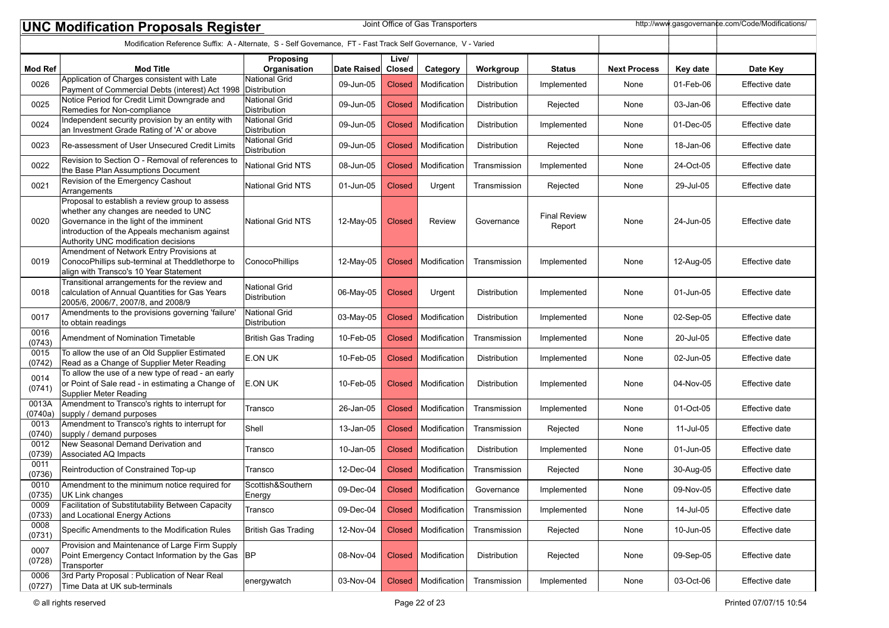# UNC Modification Proposals Register

Joint Office of Gas Transporters

http://www.gasgovernance.com/Code/Modifications/

Modification Reference Suffix: A - Alternate, S - Self Governance, FT - Fast Track Self Governance, V - Varied

| Mod Ref | Mod Title | Proposing Organisation | Date Raised | Live/ Closed | Category | Workgroup | Status | Next Process | Key date | Date Key |
|---|---|---|---|---|---|---|---|---|---|---|
| 0026 | Application of Charges consistent with Late Payment of Commercial Debts (interest) Act 1998 | National Grid Distribution | 09-Jun-05 | Closed | Modification | Distribution | Implemented | None | 01-Feb-06 | Effective date |
| 0025 | Notice Period for Credit Limit Downgrade and Remedies for Non-compliance | National Grid Distribution | 09-Jun-05 | Closed | Modification | Distribution | Rejected | None | 03-Jan-06 | Effective date |
| 0024 | Independent security provision by an entity with an Investment Grade Rating of 'A' or above | National Grid Distribution | 09-Jun-05 | Closed | Modification | Distribution | Implemented | None | 01-Dec-05 | Effective date |
| 0023 | Re-assessment of User Unsecured Credit Limits | National Grid Distribution | 09-Jun-05 | Closed | Modification | Distribution | Rejected | None | 18-Jan-06 | Effective date |
| 0022 | Revision to Section O - Removal of references to the Base Plan Assumptions Document | National Grid NTS | 08-Jun-05 | Closed | Modification | Transmission | Implemented | None | 24-Oct-05 | Effective date |
| 0021 | Revision of the Emergency Cashout Arrangements | National Grid NTS | 01-Jun-05 | Closed | Urgent | Transmission | Rejected | None | 29-Jul-05 | Effective date |
| 0020 | Proposal to establish a review group to assess whether any changes are needed to UNC Governance in the light of the imminent introduction of the Appeals mechanism against Authority UNC modification decisions | National Grid NTS | 12-May-05 | Closed | Review | Governance | Final Review Report | None | 24-Jun-05 | Effective date |
| 0019 | Amendment of Network Entry Provisions at ConocoPhillips sub-terminal at Theddlethorpe to align with Transco's 10 Year Statement | ConocoPhillips | 12-May-05 | Closed | Modification | Transmission | Implemented | None | 12-Aug-05 | Effective date |
| 0018 | Transitional arrangements for the review and calculation of Annual Quantities for Gas Years 2005/6, 2006/7, 2007/8, and 2008/9 | National Grid Distribution | 06-May-05 | Closed | Urgent | Distribution | Implemented | None | 01-Jun-05 | Effective date |
| 0017 | Amendments to the provisions governing 'failure' to obtain readings | National Grid Distribution | 03-May-05 | Closed | Modification | Distribution | Implemented | None | 02-Sep-05 | Effective date |
| 0016 (0743) | Amendment of Nomination Timetable | British Gas Trading | 10-Feb-05 | Closed | Modification | Transmission | Implemented | None | 20-Jul-05 | Effective date |
| 0015 (0742) | To allow the use of an Old Supplier Estimated Read as a Change of Supplier Meter Reading | E.ON UK | 10-Feb-05 | Closed | Modification | Distribution | Implemented | None | 02-Jun-05 | Effective date |
| 0014 (0741) | To allow the use of a new type of read - an early or Point of Sale read - in estimating a Change of Supplier Meter Reading | E.ON UK | 10-Feb-05 | Closed | Modification | Distribution | Implemented | None | 04-Nov-05 | Effective date |
| 0013A (0740a) | Amendment to Transco's rights to interrupt for supply / demand purposes | Transco | 26-Jan-05 | Closed | Modification | Transmission | Implemented | None | 01-Oct-05 | Effective date |
| 0013 (0740) | Amendment to Transco's rights to interrupt for supply / demand purposes | Shell | 13-Jan-05 | Closed | Modification | Transmission | Rejected | None | 11-Jul-05 | Effective date |
| 0012 (0739) | New Seasonal Demand Derivation and Associated AQ Impacts | Transco | 10-Jan-05 | Closed | Modification | Distribution | Implemented | None | 01-Jun-05 | Effective date |
| 0011 (0736) | Reintroduction of Constrained Top-up | Transco | 12-Dec-04 | Closed | Modification | Transmission | Rejected | None | 30-Aug-05 | Effective date |
| 0010 (0735) | Amendment to the minimum notice required for UK Link changes | Scottish&Southern Energy | 09-Dec-04 | Closed | Modification | Governance | Implemented | None | 09-Nov-05 | Effective date |
| 0009 (0733) | Facilitation of Substitutability Between Capacity and Locational Energy Actions | Transco | 09-Dec-04 | Closed | Modification | Transmission | Implemented | None | 14-Jul-05 | Effective date |
| 0008 (0731) | Specific Amendments to the Modification Rules | British Gas Trading | 12-Nov-04 | Closed | Modification | Transmission | Rejected | None | 10-Jun-05 | Effective date |
| 0007 (0728) | Provision and Maintenance of Large Firm Supply Point Emergency Contact Information by the Gas Transporter | BP | 08-Nov-04 | Closed | Modification | Distribution | Rejected | None | 09-Sep-05 | Effective date |
| 0006 (0727) | 3rd Party Proposal : Publication of Near Real Time Data at UK sub-terminals | energywatch | 03-Nov-04 | Closed | Modification | Transmission | Implemented | None | 03-Oct-06 | Effective date |

© all rights reserved

Printed 07/07/15 10:54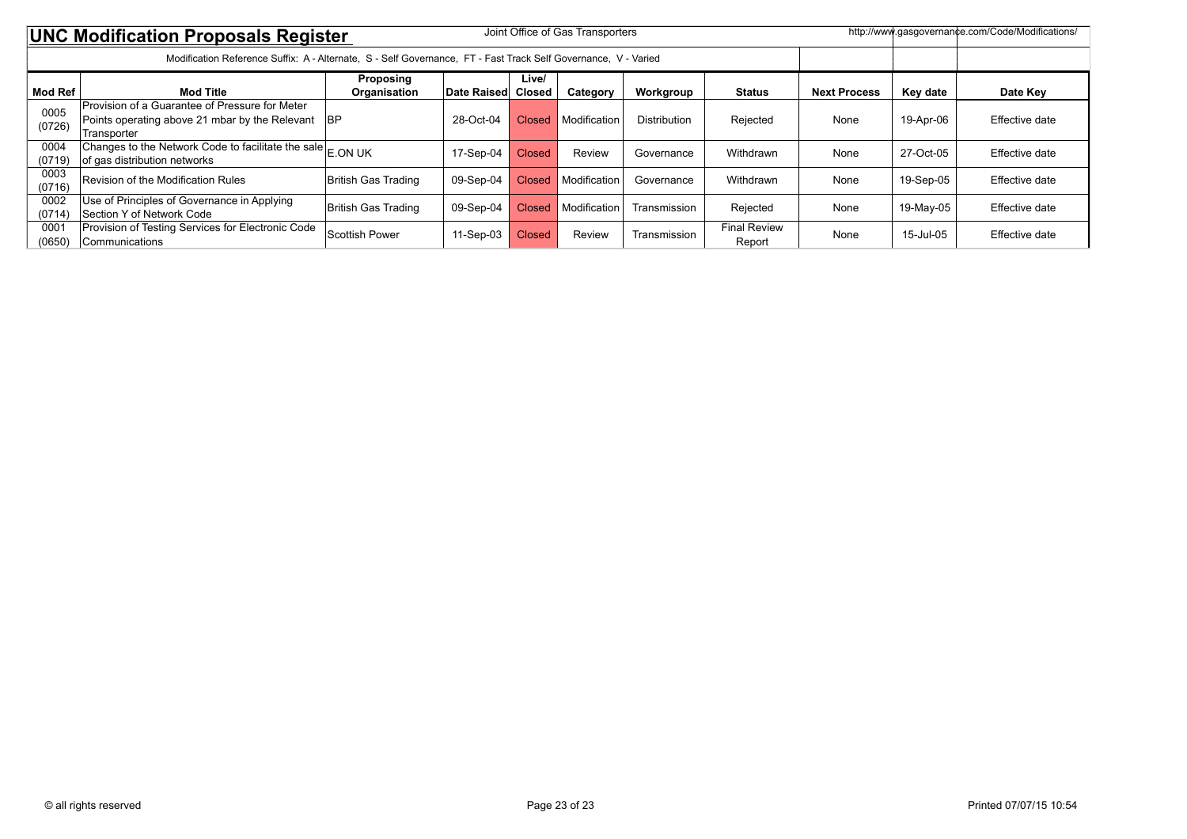# UNC Modification Proposals Register

Joint Office of Gas Transporters

http://www.gasgovernance.com/Code/Modifications/

Modification Reference Suffix: A - Alternate, S - Self Governance, FT - Fast Track Self Governance, V - Varied

| Mod Ref | Mod Title | Proposing Organisation | Date Raised | Live/ Closed | Category | Workgroup | Status | Next Process | Key date | Date Key |
|---|---|---|---|---|---|---|---|---|---|---|
| 0005 (0726) | Provision of a Guarantee of Pressure for Meter Points operating above 21 mbar by the Relevant Transporter | BP | 28-Oct-04 | Closed | Modification | Distribution | Rejected | None | 19-Apr-06 | Effective date |
| 0004 (0719) | Changes to the Network Code to facilitate the sale of gas distribution networks | E.ON UK | 17-Sep-04 | Closed | Review | Governance | Withdrawn | None | 27-Oct-05 | Effective date |
| 0003 (0716) | Revision of the Modification Rules | British Gas Trading | 09-Sep-04 | Closed | Modification | Governance | Withdrawn | None | 19-Sep-05 | Effective date |
| 0002 (0714) | Use of Principles of Governance in Applying Section Y of Network Code | British Gas Trading | 09-Sep-04 | Closed | Modification | Transmission | Rejected | None | 19-May-05 | Effective date |
| 0001 (0650) | Provision of Testing Services for Electronic Code Communications | Scottish Power | 11-Sep-03 | Closed | Review | Transmission | Final Review Report | None | 15-Jul-05 | Effective date |

© all rights reserved

Printed 07/07/15 10:54